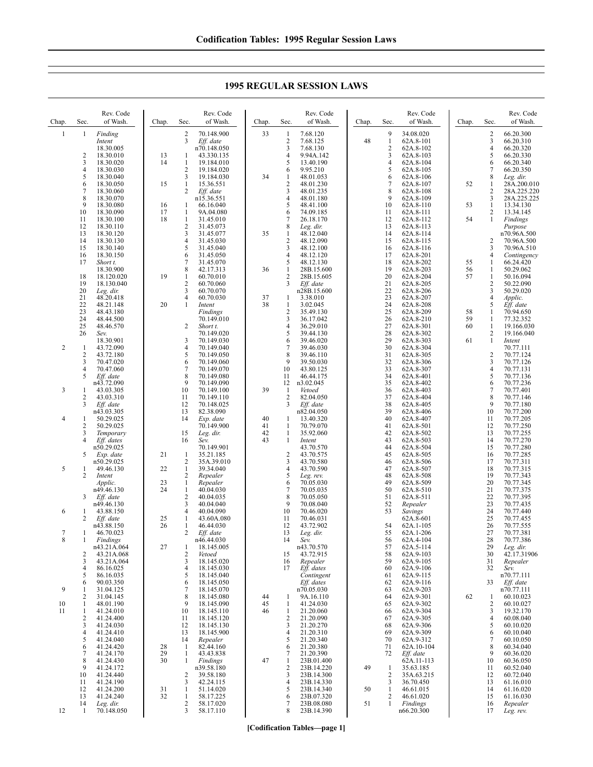# 1995 REGULAR SESSION LAWS

| Chap. | Sec. | Rev. Code of Wash. |
|---|---|---|
| 1 | 1 | *Finding* *Intent* 18.30.005 |
| | 2 | 18.30.010 |
| | 3 | 18.30.020 |
| | 4 | 18.30.030 |
| | 5 | 18.30.040 |
| | 6 | 18.30.050 |
| | 7 | 18.30.060 |
| | 8 | 18.30.070 |
| | 9 | 18.30.080 |
| | 10 | 18.30.090 |
| | 11 | 18.30.100 |
| | 12 | 18.30.110 |
| | 13 | 18.30.120 |
| | 14 | 18.30.130 |
| | 15 | 18.30.140 |
| | 16 | 18.30.150 |
| | 17 | *Short t.* 18.30.900 |
| | 18 | 18.120.020 |
| | 19 | 18.130.040 |
| | 20 | *Leg. dir.* |
| | 21 | 48.20.418 |
| | 22 | 48.21.148 |
| | 23 | 48.43.180 |
| | 24 | 48.44.500 |
| | 25 | 48.46.570 |
| | 26 | *Sev.* 18.30.901 |
| 2 | 1 | 43.72.090 |
| | 2 | 43.72.180 |
| | 3 | 70.47.020 |
| | 4 | 70.47.060 |
| | 5 | *Eff. date* n43.72.090 |
| 3 | 1 | 43.03.305 |
| | 2 | 43.03.310 |
| | 3 | *Eff. date* n43.03.305 |
| 4 | 1 | 50.29.025 |
| | 2 | 50.29.025 |
| | 3 | *Temporary* |
| | 4 | *Eff. dates* n50.29.025 |
| | 5 | *Exp. date* n50.29.025 |
| 5 | 1 | 49.46.130 |
| | 2 | *Intent* *Applic.* n49.46.130 |
| | 3 | *Eff. date* n49.46.130 |
| 6 | 1 | 43.88.150 |
| | 2 | *Eff. date* n43.88.150 |
| 7 | 1 | 46.70.023 |
| 8 | 1 | *Findings* n43.21A.064 |
| | 2 | 43.21A.068 |
| | 3 | 43.21A.064 |
| | 4 | 86.16.025 |
| | 5 | 86.16.035 |
| | 6 | 90.03.350 |
| 9 | 1 | 31.04.125 |
| | 2 | 31.04.145 |
| 10 | 1 | 48.01.190 |
| 11 | 1 | 41.24.010 |
| | 2 | 41.24.400 |
| | 3 | 41.24.030 |
| | 4 | 41.24.410 |
| | 5 | 41.24.040 |
| | 6 | 41.24.420 |
| | 7 | 41.24.170 |
| | 8 | 41.24.430 |
| | 9 | 41.24.172 |
| | 10 | 41.24.440 |
| | 11 | 41.24.190 |
| | 12 | 41.24.200 |
| | 13 | 41.24.240 |
| | 14 | *Leg. dir.* |
| 12 | 1 | 70.148.050 |
| | 2 | 70.148.900 |
| | 3 | *Eff. date* n70.148.050 |
| 13 | 1 | 43.330.135 |
| 14 | 1 | 19.184.010 |
| | 2 | 19.184.020 |
| | 3 | 19.184.030 |
| 15 | 1 | 15.36.551 |
| | 2 | *Eff. date* n15.36.551 |
| 16 | 1 | 66.16.040 |
| 17 | 1 | 9A.04.080 |
| 18 | 1 | 31.45.010 |
| | 2 | 31.45.073 |
| | 3 | 31.45.077 |
| | 4 | 31.45.030 |
| | 5 | 31.45.040 |
| | 6 | 31.45.050 |
| | 7 | 31.45.070 |
| | 8 | 42.17.313 |
| 19 | 1 | 60.70.010 |
| | 2 | 60.70.060 |
| | 3 | 60.70.070 |
| | 4 | 60.70.030 |
| 20 | 1 | *Intent* *Findings* 70.149.010 |
| | 2 | *Short t.* 70.149.020 |
| | 3 | 70.149.030 |
| | 4 | 70.149.040 |
| | 5 | 70.149.050 |
| | 6 | 70.149.060 |
| | 7 | 70.149.070 |
| | 8 | 70.149.080 |
| | 9 | 70.149.090 |
| | 10 | 70.149.100 |
| | 11 | 70.149.110 |
| | 12 | 70.148.025 |
| | 13 | 82.38.090 |
| | 14 | *Exp. date* 70.149.900 |
| | 15 | *Leg. dir.* |
| | 16 | *Sev.* 70.149.901 |
| 21 | 1 | 35.21.185 |
| | 2 | 35A.39.010 |
| 22 | 1 | 39.34.040 |
| | 2 | *Repealer* |
| 23 | 1 | *Repealer* |
| 24 | 1 | 40.04.030 |
| | 2 | 40.04.035 |
| | 3 | 40.04.040 |
| | 4 | 40.04.090 |
| 25 | 1 | 43.60A.080 |
| 26 | 1 | 46.44.030 |
| | 2 | *Eff. date* n46.44.030 |
| 27 | 1 | 18.145.005 |
| | 2 | *Vetoed* |
| | 3 | 18.145.020 |
| | 4 | 18.145.030 |
| | 5 | 18.145.040 |
| | 6 | 18.145.050 |
| | 7 | 18.145.070 |
| | 8 | 18.145.080 |
| | 9 | 18.145.090 |
| | 10 | 18.145.110 |
| | 11 | 18.145.120 |
| | 12 | 18.145.130 |
| | 13 | 18.145.900 |
| | 14 | *Repealer* |
| 28 | 1 | 82.44.160 |
| 29 | 1 | 43.43.838 |
| 30 | 1 | *Findings* n39.58.180 |
| | 2 | 39.58.180 |
| | 3 | 42.24.115 |
| 31 | 1 | 51.14.020 |
| 32 | 1 | 58.17.225 |
| | 2 | 58.17.020 |
| | 3 | 58.17.110 |
| 33 | 1 | 7.68.120 |
| | 2 | 7.68.125 |
| | 3 | 7.68.130 |
| | 4 | 9.94A.142 |
| | 5 | 13.40.190 |
| | 6 | 9.95.210 |
| 34 | 1 | 48.01.053 |
| | 2 | 48.01.230 |
| | 3 | 48.01.235 |
| | 4 | 48.01.180 |
| | 5 | 48.41.100 |
| | 6 | 74.09.185 |
| | 7 | 26.18.170 |
| | 8 | *Leg. dir.* |
| 35 | 1 | 48.12.040 |
| | 2 | 48.12.090 |
| | 3 | 48.12.100 |
| | 4 | 48.12.120 |
| | 5 | 48.12.130 |
| 36 | 1 | 28B.15.600 |
| | 2 | 28B.15.605 |
| | 3 | *Eff. date* n28B.15.600 |
| 37 | 1 | 3.38.010 |
| 38 | 1 | 3.02.045 |
| | 2 | 35.49.130 |
| | 3 | 36.17.042 |
| | 4 | 36.29.010 |
| | 5 | 39.44.130 |
| | 6 | 39.46.020 |
| | 7 | 39.46.030 |
| | 8 | 39.46.110 |
| | 9 | 39.50.030 |
| | 10 | 43.80.125 |
| | 11 | 46.44.175 |
| | 12 | n3.02.045 |
| 39 | 1 | *Vetoed* |
| | 2 | 82.04.050 |
| | 3 | *Eff. date* n82.04.050 |
| 40 | 1 | 13.40.320 |
| 41 | 1 | 70.79.070 |
| 42 | 1 | 35.92.060 |
| 43 | 1 | *Intent* 43.70.570 |
| | 2 | 43.70.575 |
| | 3 | 43.70.580 |
| | 4 | 43.70.590 |
| | 5 | *Leg. rev.* |
| | 6 | 70.05.030 |
| | 7 | 70.05.035 |
| | 8 | 70.05.050 |
| | 9 | 70.08.040 |
| | 10 | 70.46.020 |
| | 11 | 70.46.031 |
| | 12 | 43.72.902 |
| | 13 | *Leg. dir.* |
| | 14 | *Sev.* n43.70.570 |
| | 15 | 43.72.915 |
| | 16 | *Repealer* |
| | 17 | *Eff. dates* *Contingent* *Eff. dates* n70.05.030 |
| 44 | 1 | 9A.16.110 |
| 45 | 1 | 41.24.030 |
| 46 | 1 | 21.20.060 |
| | 2 | 21.20.090 |
| | 3 | 21.20.270 |
| | 4 | 21.20.310 |
| | 5 | 21.20.340 |
| | 6 | 21.20.380 |
| | 7 | 21.20.390 |
| 47 | 1 | 23B.01.400 |
| | 2 | 23B.14.220 |
| | 3 | 23B.14.300 |
| | 4 | 23B.14.330 |
| | 5 | 23B.14.340 |
| | 6 | 23B.07.320 |
| | 7 | 23B.08.080 |
| | 8 | 23B.14.390 |
| | 9 | 34.08.020 |
| 48 | 1 | 62A.8-101 |
| | 2 | 62A.8-102 |
| | 3 | 62A.8-103 |
| | 4 | 62A.8-104 |
| | 5 | 62A.8-105 |
| | 6 | 62A.8-106 |
| | 7 | 62A.8-107 |
| | 8 | 62A.8-108 |
| | 9 | 62A.8-109 |
| | 10 | 62A.8-110 |
| | 11 | 62A.8-111 |
| | 12 | 62A.8-112 |
| | 13 | 62A.8-113 |
| | 14 | 62A.8-114 |
| | 15 | 62A.8-115 |
| | 16 | 62A.8-116 |
| | 17 | 62A.8-201 |
| | 18 | 62A.8-202 |
| | 19 | 62A.8-203 |
| | 20 | 62A.8-204 |
| | 21 | 62A.8-205 |
| | 22 | 62A.8-206 |
| | 23 | 62A.8-207 |
| | 24 | 62A.8-208 |
| | 25 | 62A.8-209 |
| | 26 | 62A.8-210 |
| | 27 | 62A.8-301 |
| | 28 | 62A.8-302 |
| | 29 | 62A.8-303 |
| | 30 | 62A.8-304 |
| | 31 | 62A.8-305 |
| | 32 | 62A.8-306 |
| | 33 | 62A.8-307 |
| | 34 | 62A.8-401 |
| | 35 | 62A.8-402 |
| | 36 | 62A.8-403 |
| | 37 | 62A.8-404 |
| | 38 | 62A.8-405 |
| | 39 | 62A.8-406 |
| | 40 | 62A.8-407 |
| | 41 | 62A.8-501 |
| | 42 | 62A.8-502 |
| | 43 | 62A.8-503 |
| | 44 | 62A.8-504 |
| | 45 | 62A.8-505 |
| | 46 | 62A.8-506 |
| | 47 | 62A.8-507 |
| | 48 | 62A.8-508 |
| | 49 | 62A.8-509 |
| | 50 | 62A.8-510 |
| | 51 | 62A.8-511 |
| | 52 | *Repealer* |
| | 53 | *Savings* 62A.8-601 |
| | 54 | 62A.1-105 |
| | 55 | 62A.1-206 |
| | 56 | 62A.4-104 |
| | 57 | 62A.5-114 |
| | 58 | 62A.9-103 |
| | 59 | 62A.9-105 |
| | 60 | 62A.9-106 |
| | 61 | 62A.9-115 |
| | 62 | 62A.9-116 |
| | 63 | 62A.9-203 |
| | 64 | 62A.9-301 |
| | 65 | 62A.9-302 |
| | 66 | 62A.9-304 |
| | 67 | 62A.9-305 |
| | 68 | 62A.9-306 |
| | 69 | 62A.9-309 |
| | 70 | 62A.9-312 |
| | 71 | 62A.10-104 |
| | 72 | *Eff. date* 62A.11-113 |
| 49 | 1 | 35.63.185 |
| | 2 | 35A.63.215 |
| | 3 | 36.70.450 |
| 50 | 1 | 46.61.015 |
| | 2 | 46.61.020 |
| 51 | 1 | *Findings* n66.20.300 |
| | 2 | 66.20.300 |
| | 3 | 66.20.310 |
| | 4 | 66.20.320 |
| | 5 | 66.20.330 |
| | 6 | 66.20.340 |
| | 7 | 66.20.350 |
| | 8 | *Leg. dir.* |
| 52 | 1 | 28A.200.010 |
| | 2 | 28A.225.220 |
| | 3 | 28A.225.225 |
| 53 | 1 | 13.34.130 |
| | 2 | 13.34.145 |
| 54 | 1 | *Findings* *Purpose* n70.96A.500 |
| | 2 | 70.96A.500 |
| | 3 | 70.96A.510 |
| | 4 | *Contingency* |
| 55 | 1 | 66.24.420 |
| 56 | 1 | 50.29.062 |
| 57 | 1 | 50.16.094 |
| | 2 | 50.22.090 |
| | 3 | 50.29.020 |
| | 4 | *Applic.* |
| | 5 | *Eff. date* |
| 58 | 1 | 70.94.650 |
| 59 | 1 | 77.32.352 |
| 60 | 1 | 19.166.030 |
| | 2 | 19.166.040 |
| 61 | 1 | *Intent* 70.77.111 |
| | 2 | 70.77.124 |
| | 3 | 70.77.126 |
| | 4 | 70.77.131 |
| | 5 | 70.77.136 |
| | 6 | 70.77.236 |
| | 7 | 70.77.401 |
| | 8 | 70.77.146 |
| | 9 | 70.77.180 |
| | 10 | 70.77.200 |
| | 11 | 70.77.205 |
| | 12 | 70.77.250 |
| | 13 | 70.77.255 |
| | 14 | 70.77.270 |
| | 15 | 70.77.280 |
| | 16 | 70.77.285 |
| | 17 | 70.77.311 |
| | 18 | 70.77.315 |
| | 19 | 70.77.343 |
| | 20 | 70.77.345 |
| | 21 | 70.77.375 |
| | 22 | 70.77.395 |
| | 23 | 70.77.435 |
| | 24 | 70.77.440 |
| | 25 | 70.77.455 |
| | 26 | 70.77.555 |
| | 27 | 70.77.381 |
| | 28 | 70.77.386 |
| | 29 | *Leg. dir.* |
| | 30 | 42.17.31906 |
| | 31 | *Repealer* |
| | 32 | *Sev.* n70.77.111 |
| | 33 | *Eff. date* n70.77.111 |
| 62 | 1 | 60.10.023 |
| | 2 | 60.10.027 |
| | 3 | 19.32.170 |
| | 4 | 60.08.040 |
| | 5 | 60.10.020 |
| | 6 | 60.10.040 |
| | 7 | 60.10.050 |
| | 8 | 60.34.040 |
| | 9 | 60.36.020 |
| | 10 | 60.36.050 |
| | 11 | 60.52.040 |
| | 12 | 60.72.040 |
| | 13 | 61.16.010 |
| | 14 | 61.16.020 |
| | 15 | 61.16.030 |
| | 16 | *Repealer* |
| | 17 | *Leg. rev.* |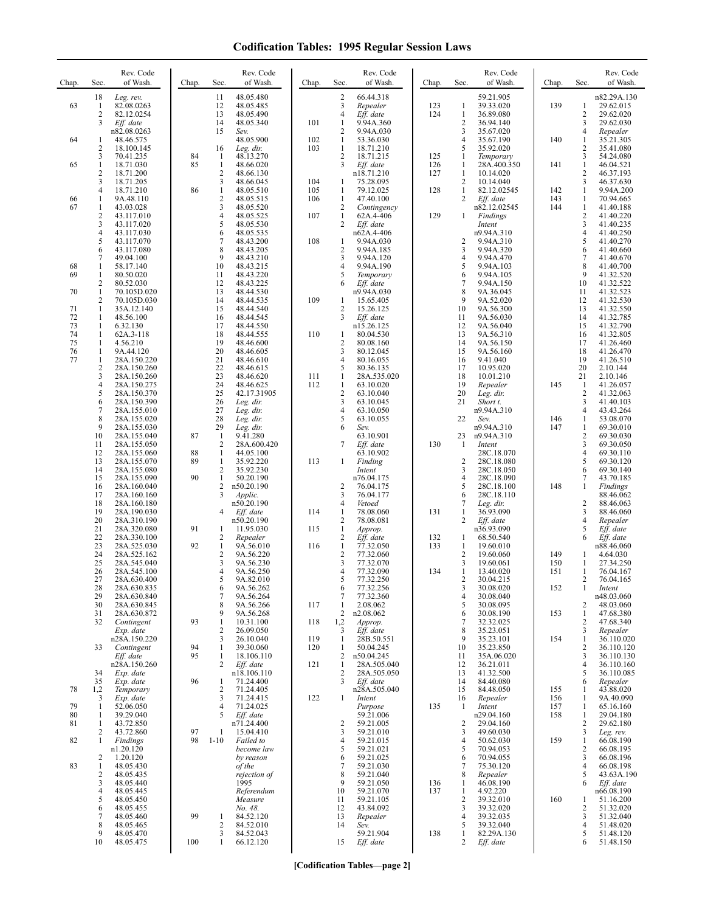# Codification Tables: 1995 Regular Session Laws

| Chap. | Sec. | Rev. Code of Wash. |
|---|---|---|
| | 18 | *Leg. rev.* |
| 63 | 1 | 82.08.0263 |
| | 2 | 82.12.0254 |
| | 3 | *Eff. date* n82.08.0263 |
| 64 | 1 | 48.46.575 |
| | 2 | 18.100.145 |
| | 3 | 70.41.235 |
| 65 | 1 | 18.71.030 |
| | 2 | 18.71.200 |
| | 3 | 18.71.205 |
| | 4 | 18.71.210 |
| 66 | 1 | 9A.48.110 |
| 67 | 1 | 43.03.028 |
| | 2 | 43.117.010 |
| | 3 | 43.117.020 |
| | 4 | 43.117.030 |
| | 5 | 43.117.070 |
| | 6 | 43.117.080 |
| | 7 | 49.04.100 |
| 68 | 1 | 58.17.140 |
| 69 | 1 | 80.50.020 |
| | 2 | 80.52.030 |
| 70 | 1 | 70.105D.020 |
| | 2 | 70.105D.030 |
| 71 | 1 | 35A.12.140 |
| 72 | 1 | 48.56.100 |
| 73 | 1 | 6.32.130 |
| 74 | 1 | 62A.3-118 |
| 75 | 1 | 4.56.210 |
| 76 | 1 | 9A.44.120 |
| 77 | 1 | 28A.150.220 |
| | 2 | 28A.150.260 |
| | 3 | 28A.150.260 |
| | 4 | 28A.150.275 |
| | 5 | 28A.150.370 |
| | 6 | 28A.150.390 |
| | 7 | 28A.155.010 |
| | 8 | 28A.155.020 |
| | 9 | 28A.155.030 |
| | 10 | 28A.155.040 |
| | 11 | 28A.155.050 |
| | 12 | 28A.155.060 |
| | 13 | 28A.155.070 |
| | 14 | 28A.155.080 |
| | 15 | 28A.155.090 |
| | 16 | 28A.160.040 |
| | 17 | 28A.160.160 |
| | 18 | 28A.160.180 |
| | 19 | 28A.190.030 |
| | 20 | 28A.310.190 |
| | 21 | 28A.320.080 |
| | 22 | 28A.330.100 |
| | 23 | 28A.525.030 |
| | 24 | 28A.525.162 |
| | 25 | 28A.545.040 |
| | 26 | 28A.545.100 |
| | 27 | 28A.630.400 |
| | 28 | 28A.630.835 |
| | 29 | 28A.630.840 |
| | 30 | 28A.630.845 |
| | 31 | 28A.630.872 |
| | 32 | *Contingent Exp. date* n28A.150.220 |
| | 33 | *Contingent Eff. date* n28A.150.260 |
| | 34 | *Exp. date* |
| | 35 | *Exp. date* |
| 78 | 1,2 | *Temporary* |
| | 3 | *Exp. date* |
| 79 | 1 | 52.06.050 |
| 80 | 1 | 39.29.040 |
| 81 | 1 | 43.72.850 |
| | 2 | 43.72.860 |
| 82 | 1 | *Findings* n1.20.120 |
| | 2 | 1.20.120 |
| 83 | 1 | 48.05.430 |
| | 2 | 48.05.435 |
| | 3 | 48.05.440 |
| | 4 | 48.05.445 |
| | 5 | 48.05.450 |
| | 6 | 48.05.455 |
| | 7 | 48.05.460 |
| | 8 | 48.05.465 |
| | 9 | 48.05.470 |
| | 10 | 48.05.475 |
| | 11 | 48.05.480 |
| | 12 | 48.05.485 |
| | 13 | 48.05.490 |
| | 14 | 48.05.340 |
| | 15 | *Sev.* 48.05.900 |
| | 16 | *Leg. dir.* |
| 84 | 1 | 48.13.270 |
| 85 | 1 | 48.66.020 |
| | 2 | 48.66.130 |
| | 3 | 48.66.045 |
| 86 | 1 | 48.05.510 |
| | 2 | 48.05.515 |
| | 3 | 48.05.520 |
| | 4 | 48.05.525 |
| | 5 | 48.05.530 |
| | 6 | 48.05.535 |
| | 7 | 48.43.200 |
| | 8 | 48.43.205 |
| | 9 | 48.43.210 |
| | 10 | 48.43.215 |
| | 11 | 48.43.220 |
| | 12 | 48.43.225 |
| | 13 | 48.44.530 |
| | 14 | 48.44.535 |
| | 15 | 48.44.540 |
| | 16 | 48.44.545 |
| | 17 | 48.44.550 |
| | 18 | 48.44.555 |
| | 19 | 48.46.600 |
| | 20 | 48.46.605 |
| | 21 | 48.46.610 |
| | 22 | 48.46.615 |
| | 23 | 48.46.620 |
| | 24 | 48.46.625 |
| | 25 | 42.17.31905 |
| | 26 | *Leg. dir.* |
| | 27 | *Leg. dir.* |
| | 28 | *Leg. dir.* |
| | 29 | *Leg. dir.* |
| 87 | 1 | 9.41.280 |
| | 2 | 28A.600.420 |
| 88 | 1 | 44.05.100 |
| 89 | 1 | 35.92.220 |
| | 2 | 35.92.230 |
| 90 | 1 | 50.20.190 |
| | 2 | n50.20.190 |
| | 3 | *Applic.* n50.20.190 |
| | 4 | *Eff. date* n50.20.190 |
| 91 | 1 | 11.95.030 |
| | 2 | *Repealer* |
| 92 | 1 | 9A.56.010 |
| | 2 | 9A.56.220 |
| | 3 | 9A.56.230 |
| | 4 | 9A.56.250 |
| | 5 | 9A.82.010 |
| | 6 | 9A.56.262 |
| | 7 | 9A.56.264 |
| | 8 | 9A.56.266 |
| | 9 | 9A.56.268 |
| 93 | 1 | 10.31.100 |
| | 2 | 26.09.050 |
| | 3 | 26.10.040 |
| 94 | 1 | 39.30.060 |
| 95 | 1 | 18.106.110 |
| | 2 | *Eff. date* n18.106.110 |
| 96 | 1 | 71.24.400 |
| | 2 | 71.24.405 |
| | 3 | 71.24.415 |
| | 4 | 71.24.025 |
| | 5 | *Eff. date* n71.24.400 |
| 97 | 1 | 15.04.410 |
| 98 | 1-10 | *Failed to become law by reason of the rejection of 1995 Referendum Measure No. 48.* |
| 99 | 1 | 84.52.120 |
| | 2 | 84.52.010 |
| | 3 | 84.52.043 |
| 100 | 1 | 66.12.120 |
| | 2 | 66.44.318 |
| | 3 | *Repealer* |
| | 4 | *Eff. date* |
| 101 | 1 | 9.94A.360 |
| | 2 | 9.94A.030 |
| 102 | 1 | 53.36.030 |
| 103 | 1 | 18.71.210 |
| | 2 | 18.71.215 |
| | 3 | *Eff. date* n18.71.210 |
| 104 | 1 | 75.28.095 |
| 105 | 1 | 79.12.025 |
| 106 | 1 | 47.40.100 |
| | 2 | *Contingency* |
| 107 | 1 | 62A.4-406 |
| | 2 | *Eff. date* n62A.4-406 |
| 108 | 1 | 9.94A.030 |
| | 2 | 9.94A.185 |
| | 3 | 9.94A.120 |
| | 4 | 9.94A.190 |
| | 5 | *Temporary* |
| | 6 | *Eff. date* n9.94A.030 |
| 109 | 1 | 15.65.405 |
| | 2 | 15.26.125 |
| | 3 | *Eff. date* n15.26.125 |
| 110 | 1 | 80.04.530 |
| | 2 | 80.08.160 |
| | 3 | 80.12.045 |
| | 4 | 80.16.055 |
| | 5 | 80.36.135 |
| 111 | 1 | 28A.535.020 |
| 112 | 1 | 63.10.020 |
| | 2 | 63.10.040 |
| | 3 | 63.10.045 |
| | 4 | 63.10.050 |
| | 5 | 63.10.055 |
| | 6 | *Sev.* 63.10.901 |
| | 7 | *Eff. date* 63.10.902 |
| 113 | 1 | *Finding Intent* n76.04.175 |
| | 2 | 76.04.175 |
| | 3 | 76.04.177 |
| | 4 | *Vetoed* |
| 114 | 1 | 78.08.060 |
| | 2 | 78.08.081 |
| 115 | 1 | *Approp.* |
| | 2 | *Eff. date* |
| 116 | 1 | 77.32.050 |
| | 2 | 77.32.060 |
| | 3 | 77.32.070 |
| | 4 | 77.32.090 |
| | 5 | 77.32.250 |
| | 6 | 77.32.256 |
| | 7 | 77.32.360 |
| 117 | 1 | 2.08.062 |
| | 2 | n2.08.062 |
| 118 | 1,2 | *Approp.* |
| | 3 | *Eff. date* |
| 119 | 1 | 28B.50.551 |
| 120 | 1 | 50.04.245 |
| | 2 | n50.04.245 |
| 121 | 1 | 28A.505.040 |
| | 2 | 28A.505.050 |
| | 3 | *Eff. date* n28A.505.040 |
| 122 | 1 | *Intent Purpose* 59.21.006 |
| | 2 | 59.21.005 |
| | 3 | 59.21.010 |
| | 4 | 59.21.015 |
| | 5 | 59.21.021 |
| | 6 | 59.21.025 |
| | 7 | 59.21.030 |
| | 8 | 59.21.040 |
| | 9 | 59.21.050 |
| | 10 | 59.21.070 |
| | 11 | 59.21.105 |
| | 12 | 43.84.092 |
| | 13 | *Repealer* |
| | 14 | *Sev.* 59.21.904 |
| | 15 | *Eff. date* 59.21.905 |
| 123 | 1 | 39.33.020 |
| 124 | 1 | 36.89.080 |
| | 2 | 36.94.140 |
| | 3 | 35.67.020 |
| | 4 | 35.67.190 |
| | 5 | 35.92.020 |
| 125 | 1 | *Temporary* |
| 126 | 1 | 28A.400.350 |
| 127 | 1 | 10.14.020 |
| | 2 | 10.14.040 |
| 128 | 1 | 82.12.02545 |
| | 2 | *Eff. date* n82.12.02545 |
| 129 | 1 | *Findings Intent* n9.94A.310 |
| | 2 | 9.94A.310 |
| | 3 | 9.94A.320 |
| | 4 | 9.94A.470 |
| | 5 | 9.94A.103 |
| | 6 | 9.94A.105 |
| | 7 | 9.94A.150 |
| | 8 | 9A.36.045 |
| | 9 | 9A.52.020 |
| | 10 | 9A.56.300 |
| | 11 | 9A.56.030 |
| | 12 | 9A.56.040 |
| | 13 | 9A.56.310 |
| | 14 | 9A.56.150 |
| | 15 | 9A.56.160 |
| | 16 | 9.41.040 |
| | 17 | 10.95.020 |
| | 18 | 10.01.210 |
| | 19 | *Repealer* |
| | 20 | *Leg. dir.* |
| | 21 | *Short t.* n9.94A.310 |
| | 22 | *Sev.* n9.94A.310 |
| | 23 | n9.94A.310 |
| 130 | 1 | *Intent* 28C.18.070 |
| | 2 | 28C.18.080 |
| | 3 | 28C.18.050 |
| | 4 | 28C.18.090 |
| | 5 | 28C.18.100 |
| | 6 | 28C.18.110 |
| | 7 | *Leg. dir.* |
| 131 | 1 | 36.93.090 |
| | 2 | *Eff. date* n36.93.090 |
| 132 | 1 | 68.50.540 |
| 133 | 1 | 19.60.010 |
| | 2 | 19.60.060 |
| | 3 | 19.60.061 |
| 134 | 1 | 13.40.020 |
| | 2 | 30.04.215 |
| | 3 | 30.08.020 |
| | 4 | 30.08.040 |
| | 5 | 30.08.095 |
| | 6 | 30.08.190 |
| | 7 | 32.32.025 |
| | 8 | 35.23.051 |
| | 9 | 35.23.101 |
| | 10 | 35.23.850 |
| | 11 | 35A.06.020 |
| | 12 | 36.21.011 |
| | 13 | 41.32.500 |
| | 14 | 84.40.080 |
| | 15 | 84.48.050 |
| | 16 | *Repealer* |
| 135 | 1 | *Intent* n29.04.160 |
| | 2 | 29.04.160 |
| | 3 | 49.60.030 |
| | 4 | 50.62.030 |
| | 5 | 70.94.053 |
| | 6 | 70.94.055 |
| | 7 | 75.30.120 |
| | 8 | *Repealer* |
| 136 | 1 | 46.08.190 |
| 137 | 1 | 4.92.220 |
| | 2 | 39.32.010 |
| | 3 | 39.32.020 |
| | 4 | 39.32.035 |
| | 5 | 39.32.040 |
| 138 | 1 | 82.29A.130 |
| | 2 | *Eff. date* n82.29A.130 |
| 139 | 1 | 29.62.015 |
| | 2 | 29.62.020 |
| | 3 | 29.62.030 |
| | 4 | *Repealer* |
| 140 | 1 | 35.21.305 |
| | 2 | 35.41.080 |
| | 3 | 54.24.080 |
| 141 | 1 | 46.04.521 |
| | 2 | 46.37.193 |
| | 3 | 46.37.630 |
| 142 | 1 | 9.94A.200 |
| 143 | 1 | 70.94.665 |
| 144 | 1 | 41.40.188 |
| | 2 | 41.40.220 |
| | 3 | 41.40.235 |
| | 4 | 41.40.250 |
| | 5 | 41.40.270 |
| | 6 | 41.40.660 |
| | 7 | 41.40.670 |
| | 8 | 41.40.700 |
| | 9 | 41.32.520 |
| | 10 | 41.32.522 |
| | 11 | 41.32.523 |
| | 12 | 41.32.530 |
| | 13 | 41.32.550 |
| | 14 | 41.32.785 |
| | 15 | 41.32.790 |
| | 16 | 41.32.805 |
| | 17 | 41.26.460 |
| | 18 | 41.26.470 |
| | 19 | 41.26.510 |
| | 20 | 2.10.144 |
| | 21 | 2.10.146 |
| 145 | 1 | 41.26.057 |
| | 2 | 41.32.063 |
| | 3 | 41.40.103 |
| | 4 | 43.43.264 |
| 146 | 1 | 53.08.070 |
| 147 | 1 | 69.30.010 |
| | 2 | 69.30.030 |
| | 3 | 69.30.050 |
| | 4 | 69.30.110 |
| | 5 | 69.30.120 |
| | 6 | 69.30.140 |
| | 7 | 43.70.185 |
| 148 | 1 | *Findings* 88.46.062 |
| | 2 | 88.46.063 |
| | 3 | 88.46.060 |
| | 4 | *Repealer* |
| | 5 | *Eff. date* |
| | 6 | *Eff. date* n88.46.060 |
| 149 | 1 | 4.64.030 |
| 150 | 1 | 27.34.250 |
| 151 | 1 | 76.04.167 |
| | 2 | 76.04.165 |
| 152 | 1 | *Intent* n48.03.060 |
| | 2 | 48.03.060 |
| 153 | 1 | 47.68.380 |
| | 2 | 47.68.340 |
| | 3 | *Repealer* |
| 154 | 1 | 36.110.020 |
| | 2 | 36.110.120 |
| | 3 | 36.110.130 |
| | 4 | 36.110.160 |
| | 5 | 36.110.085 |
| | 6 | *Repealer* |
| 155 | 1 | 43.88.020 |
| 156 | 1 | 9A.40.090 |
| 157 | 1 | 65.16.160 |
| 158 | 1 | 29.04.180 |
| | 2 | 29.62.180 |
| | 3 | *Leg. rev.* |
| 159 | 1 | 66.08.190 |
| | 2 | 66.08.195 |
| | 3 | 66.08.196 |
| | 4 | 66.08.198 |
| | 5 | 43.63A.190 |
| | 6 | *Eff. date* n66.08.190 |
| 160 | 1 | 51.16.200 |
| | 2 | 51.32.020 |
| | 3 | 51.32.040 |
| | 4 | 51.48.020 |
| | 5 | 51.48.120 |
| | 6 | 51.48.150 |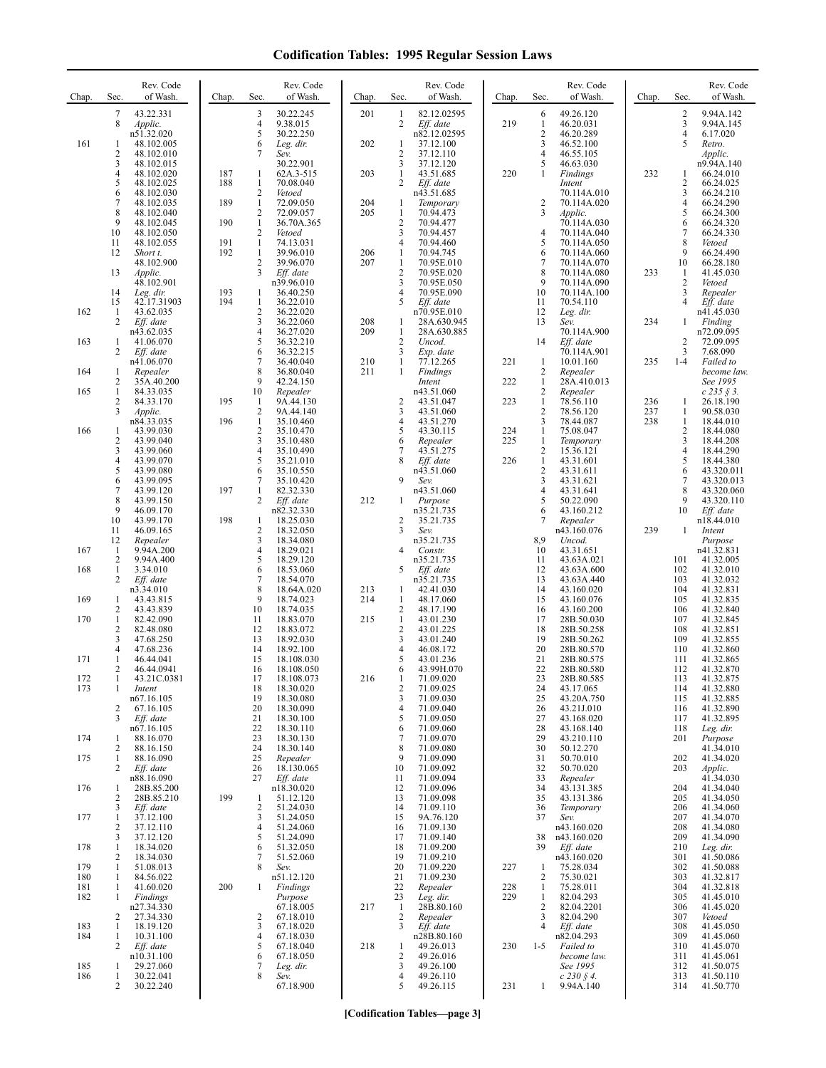# Codification Tables: 1995 Regular Session Laws

| Chap. | Sec. | Rev. Code of Wash. |
|---|---|---|
| | 7 | 43.22.331 |
| | 8 | *Applic.* n51.32.020 |
| 161 | 1 | 48.102.005 |
| | 2 | 48.102.010 |
| | 3 | 48.102.015 |
| | 4 | 48.102.020 |
| | 5 | 48.102.025 |
| | 6 | 48.102.030 |
| | 7 | 48.102.035 |
| | 8 | 48.102.040 |
| | 9 | 48.102.045 |
| | 10 | 48.102.050 |
| | 11 | 48.102.055 |
| | 12 | *Short t.* 48.102.900 |
| | 13 | *Applic.* 48.102.901 |
| | 14 | *Leg. dir.* |
| | 15 | 42.17.31903 |
| 162 | 1 | 43.62.035 |
| | 2 | *Eff. date* n43.62.035 |
| 163 | 1 | 41.06.070 |
| | 2 | *Eff. date* n41.06.070 |
| 164 | 1 | *Repealer* |
| | 2 | 35A.40.200 |
| 165 | 1 | 84.33.035 |
| | 2 | 84.33.170 |
| | 3 | *Applic.* n84.33.035 |
| 166 | 1 | 43.99.030 |
| | 2 | 43.99.040 |
| | 3 | 43.99.060 |
| | 4 | 43.99.070 |
| | 5 | 43.99.080 |
| | 6 | 43.99.095 |
| | 7 | 43.99.120 |
| | 8 | 43.99.150 |
| | 9 | 46.09.170 |
| | 10 | 43.99.170 |
| | 11 | 46.09.165 |
| | 12 | *Repealer* |
| 167 | 1 | 9.94A.200 |
| | 2 | 9.94A.400 |
| 168 | 1 | 3.34.010 |
| | 2 | *Eff. date* n3.34.010 |
| 169 | 1 | 43.43.815 |
| | 2 | 43.43.839 |
| 170 | 1 | 82.42.090 |
| | 2 | 82.48.080 |
| | 3 | 47.68.250 |
| | 4 | 47.68.236 |
| 171 | 1 | 46.44.041 |
| | 2 | 46.44.0941 |
| 172 | 1 | 43.21C.0381 |
| 173 | 1 | *Intent* n67.16.105 |
| | 2 | 67.16.105 |
| | 3 | *Eff. date* n67.16.105 |
| 174 | 1 | 88.16.070 |
| | 2 | 88.16.150 |
| 175 | 1 | 88.16.090 |
| | 2 | *Eff. date* n88.16.090 |
| 176 | 1 | 28B.85.200 |
| | 2 | 28B.85.210 |
| | 3 | *Eff. date* |
| 177 | 1 | 37.12.100 |
| | 2 | 37.12.110 |
| | 3 | 37.12.120 |
| 178 | 1 | 18.34.020 |
| | 2 | 18.34.030 |
| 179 | 1 | 51.08.013 |
| 180 | 1 | 84.56.022 |
| 181 | 1 | 41.60.020 |
| 182 | 1 | *Findings* n27.34.330 |
| | 2 | 27.34.330 |
| 183 | 1 | 18.19.120 |
| 184 | 1 | 10.31.100 |
| | 2 | *Eff. date* n10.31.100 |
| 185 | 1 | 29.27.060 |
| 186 | 1 | 30.22.041 |
| | 2 | 30.22.240 |
| | 3 | 30.22.245 |
| | 4 | 9.38.015 |
| | 5 | 30.22.250 |
| | 6 | *Leg. dir.* |
| | 7 | *Sev.* 30.22.901 |
| 187 | 1 | 62A.3-515 |
| 188 | 1 | 70.08.040 |
| | 2 | *Vetoed* |
| 189 | 1 | 72.09.050 |
| | 2 | 72.09.057 |
| 190 | 1 | 36.70A.365 |
| | 2 | *Vetoed* |
| 191 | 1 | 74.13.031 |
| 192 | 1 | 39.96.010 |
| | 2 | 39.96.070 |
| | 3 | *Eff. date* n39.96.010 |
| 193 | 1 | 36.40.250 |
| 194 | 1 | 36.22.010 |
| | 2 | 36.22.020 |
| | 3 | 36.22.060 |
| | 4 | 36.27.020 |
| | 5 | 36.32.210 |
| | 6 | 36.32.215 |
| | 7 | 36.40.040 |
| | 8 | 36.80.040 |
| | 9 | 42.24.150 |
| | 10 | *Repealer* |
| 195 | 1 | 9A.44.130 |
| | 2 | 9A.44.140 |
| 196 | 1 | 35.10.460 |
| | 2 | 35.10.470 |
| | 3 | 35.10.480 |
| | 4 | 35.10.490 |
| | 5 | 35.21.010 |
| | 6 | 35.10.550 |
| | 7 | 35.10.420 |
| 197 | 1 | 82.32.330 |
| | 2 | *Eff. date* n82.32.330 |
| 198 | 1 | 18.25.030 |
| | 2 | 18.32.050 |
| | 3 | 18.34.080 |
| | 4 | 18.29.021 |
| | 5 | 18.29.120 |
| | 6 | 18.53.060 |
| | 7 | 18.54.070 |
| | 8 | 18.64A.020 |
| | 9 | 18.74.023 |
| | 10 | 18.74.035 |
| | 11 | 18.83.070 |
| | 12 | 18.83.072 |
| | 13 | 18.92.030 |
| | 14 | 18.92.100 |
| | 15 | 18.108.030 |
| | 16 | 18.108.050 |
| | 17 | 18.108.073 |
| | 18 | 18.30.020 |
| | 19 | 18.30.080 |
| | 20 | 18.30.090 |
| | 21 | 18.30.100 |
| | 22 | 18.30.110 |
| | 23 | 18.30.130 |
| | 24 | 18.30.140 |
| | 25 | *Repealer* |
| | 26 | 18.130.065 |
| | 27 | *Eff. date* n18.30.020 |
| 199 | 1 | 51.12.120 |
| | 2 | 51.24.030 |
| | 3 | 51.24.050 |
| | 4 | 51.24.060 |
| | 5 | 51.24.090 |
| | 6 | 51.32.050 |
| | 7 | 51.52.060 |
| | 8 | *Sev.* n51.12.120 |
| 200 | 1 | *Findings Purpose* 67.18.005 |
| | 2 | 67.18.010 |
| | 3 | 67.18.020 |
| | 4 | 67.18.030 |
| | 5 | 67.18.040 |
| | 6 | 67.18.050 |
| | 7 | *Leg. dir.* |
| | 8 | *Sev.* 67.18.900 |
| 201 | 1 | 82.12.02595 |
| | 2 | *Eff. date* n82.12.02595 |
| 202 | 1 | 37.12.100 |
| | 2 | 37.12.110 |
| | 3 | 37.12.120 |
| 203 | 1 | 43.51.685 |
| | 2 | *Eff. date* n43.51.685 |
| 204 | 1 | *Temporary* |
| 205 | 1 | 70.94.473 |
| | 2 | 70.94.477 |
| | 3 | 70.94.457 |
| | 4 | 70.94.460 |
| 206 | 1 | 70.94.745 |
| 207 | 1 | 70.95E.010 |
| | 2 | 70.95E.020 |
| | 3 | 70.95E.050 |
| | 4 | 70.95E.090 |
| | 5 | *Eff. date* n70.95E.010 |
| 208 | 1 | 28A.630.945 |
| 209 | 1 | 28A.630.885 |
| | 2 | *Uncod.* |
| | 3 | *Exp. date* |
| 210 | 1 | 77.12.265 |
| 211 | 1 | *Findings Intent* n43.51.060 |
| | 2 | 43.51.047 |
| | 3 | 43.51.060 |
| | 4 | 43.51.270 |
| | 5 | 43.30.115 |
| | 6 | *Repealer* |
| | 7 | 43.51.275 |
| | 8 | *Eff. date* n43.51.060 |
| | 9 | *Sev.* n43.51.060 |
| 212 | 1 | *Purpose* n35.21.735 |
| | 2 | 35.21.735 |
| | 3 | *Sev.* n35.21.735 |
| | 4 | *Constr.* n35.21.735 |
| | 5 | *Eff. date* n35.21.735 |
| 213 | 1 | 42.41.030 |
| 214 | 1 | 48.17.060 |
| | 2 | 48.17.190 |
| 215 | 1 | 43.01.230 |
| | 2 | 43.01.225 |
| | 3 | 43.01.240 |
| | 4 | 46.08.172 |
| | 5 | 43.01.236 |
| | 6 | 43.99H.070 |
| 216 | 1 | 71.09.020 |
| | 2 | 71.09.025 |
| | 3 | 71.09.030 |
| | 4 | 71.09.040 |
| | 5 | 71.09.050 |
| | 6 | 71.09.060 |
| | 7 | 71.09.070 |
| | 8 | 71.09.080 |
| | 9 | 71.09.090 |
| | 10 | 71.09.092 |
| | 11 | 71.09.094 |
| | 12 | 71.09.096 |
| | 13 | 71.09.098 |
| | 14 | 71.09.110 |
| | 15 | 9A.76.120 |
| | 16 | 71.09.130 |
| | 17 | 71.09.140 |
| | 18 | 71.09.200 |
| | 19 | 71.09.210 |
| | 20 | 71.09.220 |
| | 21 | 71.09.230 |
| | 22 | *Repealer* |
| | 23 | *Leg. dir.* |
| 217 | 1 | 28B.80.160 |
| | 2 | *Repealer* |
| | 3 | *Eff. date* n28B.80.160 |
| 218 | 1 | 49.26.013 |
| | 2 | 49.26.016 |
| | 3 | 49.26.100 |
| | 4 | 49.26.110 |
| | 5 | 49.26.115 |
| | 6 | 49.26.120 |
| 219 | 1 | 46.20.031 |
| | 2 | 46.20.289 |
| | 3 | 46.52.100 |
| | 4 | 46.55.105 |
| | 5 | 46.63.030 |
| 220 | 1 | *Findings Intent* 70.114A.010 |
| | 2 | 70.114A.020 |
| | 3 | *Applic.* 70.114A.030 |
| | 4 | 70.114A.040 |
| | 5 | 70.114A.050 |
| | 6 | 70.114A.060 |
| | 7 | 70.114A.070 |
| | 8 | 70.114A.080 |
| | 9 | 70.114A.090 |
| | 10 | 70.114A.100 |
| | 11 | 70.54.110 |
| | 12 | *Leg. dir.* |
| | 13 | *Sev.* 70.114A.900 |
| | 14 | *Eff. date* 70.114A.901 |
| 221 | 1 | 10.01.160 |
| | 2 | *Repealer* |
| 222 | 1 | 28A.410.013 |
| | 2 | *Repealer* |
| 223 | 1 | 78.56.110 |
| | 2 | 78.56.120 |
| | 3 | 78.44.087 |
| 224 | 1 | 75.08.047 |
| 225 | 1 | *Temporary* |
| | 2 | 15.36.121 |
| 226 | 1 | 43.31.601 |
| | 2 | 43.31.611 |
| | 3 | 43.31.621 |
| | 4 | 43.31.641 |
| | 5 | 50.22.090 |
| | 6 | 43.160.212 |
| | 7 | *Repealer* n43.160.076 |
| | 8,9 | *Uncod.* |
| | 10 | 43.31.651 |
| | 11 | 43.63A.021 |
| | 12 | 43.63A.600 |
| | 13 | 43.63A.440 |
| | 14 | 43.160.020 |
| | 15 | 43.160.076 |
| | 16 | 43.160.200 |
| | 17 | 28B.50.030 |
| | 18 | 28B.50.258 |
| | 19 | 28B.50.262 |
| | 20 | 28B.80.570 |
| | 21 | 28B.80.575 |
| | 22 | 28B.80.580 |
| | 23 | 28B.80.585 |
| | 24 | 43.17.065 |
| | 25 | 43.20A.750 |
| | 26 | 43.21J.010 |
| | 27 | 43.168.020 |
| | 28 | 43.168.140 |
| | 29 | 43.210.110 |
| | 30 | 50.12.270 |
| | 31 | 50.70.010 |
| | 32 | 50.70.020 |
| | 33 | *Repealer* |
| | 34 | 43.131.385 |
| | 35 | 43.131.386 |
| | 36 | *Temporary* |
| | 37 | *Sev.* n43.160.020 |
| | 38 | n43.160.020 |
| | 39 | *Eff. date* n43.160.020 |
| 227 | 1 | 75.28.034 |
| | 2 | 75.30.021 |
| 228 | 1 | 75.28.011 |
| 229 | 1 | 82.04.293 |
| | 2 | 82.04.2201 |
| | 3 | 82.04.290 |
| | 4 | *Eff. date* n82.04.293 |
| 230 | 1-5 | *Failed to become law. See 1995 c 230 § 4.* |
| 231 | 1 | 9.94A.140 |
| | 2 | 9.94A.142 |
| | 3 | 9.94A.145 |
| | 4 | 6.17.020 |
| | 5 | *Retro. Applic.* n9.94A.140 |
| 232 | 1 | 66.24.010 |
| | 2 | 66.24.025 |
| | 3 | 66.24.210 |
| | 4 | 66.24.290 |
| | 5 | 66.24.300 |
| | 6 | 66.24.320 |
| | 7 | 66.24.330 |
| | 8 | *Vetoed* |
| | 9 | 66.24.490 |
| | 10 | 66.28.180 |
| 233 | 1 | 41.45.030 |
| | 2 | *Vetoed* |
| | 3 | *Repealer* |
| | 4 | *Eff. date* n41.45.030 |
| 234 | 1 | *Finding* n72.09.095 |
| | 2 | 72.09.095 |
| | 3 | 7.68.090 |
| 235 | 1-4 | *Failed to become law. See 1995 c 235 § 3.* |
| 236 | 1 | 26.18.190 |
| 237 | 1 | 90.58.030 |
| 238 | 1 | 18.44.010 |
| | 2 | 18.44.080 |
| | 3 | 18.44.208 |
| | 4 | 18.44.290 |
| | 5 | 18.44.380 |
| | 6 | 43.320.011 |
| | 7 | 43.320.013 |
| | 8 | 43.320.060 |
| | 9 | 43.320.110 |
| | 10 | *Eff. date* n18.44.010 |
| 239 | 1 | *Intent Purpose* n41.32.831 |
| | 101 | 41.32.005 |
| | 102 | 41.32.010 |
| | 103 | 41.32.032 |
| | 104 | 41.32.831 |
| | 105 | 41.32.835 |
| | 106 | 41.32.840 |
| | 107 | 41.32.845 |
| | 108 | 41.32.851 |
| | 109 | 41.32.855 |
| | 110 | 41.32.860 |
| | 111 | 41.32.865 |
| | 112 | 41.32.870 |
| | 113 | 41.32.875 |
| | 114 | 41.32.880 |
| | 115 | 41.32.885 |
| | 116 | 41.32.890 |
| | 117 | 41.32.895 |
| | 118 | *Leg. dir.* |
| | 201 | *Purpose* 41.34.010 |
| | 202 | 41.34.020 |
| | 203 | *Applic.* 41.34.030 |
| | 204 | 41.34.040 |
| | 205 | 41.34.050 |
| | 206 | 41.34.060 |
| | 207 | 41.34.070 |
| | 208 | 41.34.080 |
| | 209 | 41.34.090 |
| | 210 | *Leg. dir.* |
| | 301 | 41.50.086 |
| | 302 | 41.50.088 |
| | 303 | 41.32.817 |
| | 304 | 41.32.818 |
| | 305 | 41.45.010 |
| | 306 | 41.45.020 |
| | 307 | *Vetoed* |
| | 308 | 41.45.050 |
| | 309 | 41.45.060 |
| | 310 | 41.45.070 |
| | 311 | 41.45.061 |
| | 312 | 41.50.075 |
| | 313 | 41.50.110 |
| | 314 | 41.50.770 |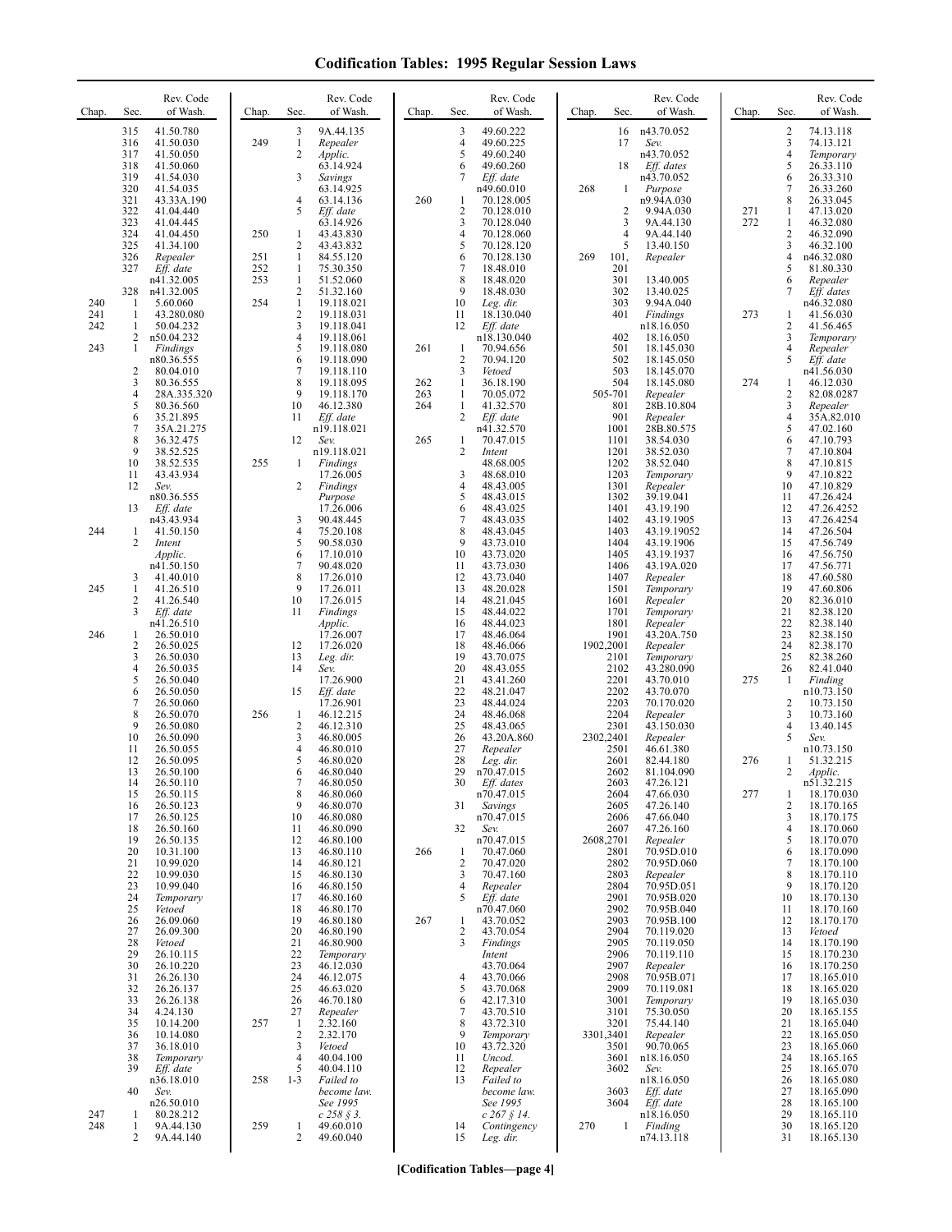# Codification Tables: 1995 Regular Session Laws

| Chap. | Sec. | Rev. Code of Wash. |
|---|---|---|
| | 315 | 41.50.780 |
| | 316 | 41.50.030 |
| | 317 | 41.50.050 |
| | 318 | 41.50.060 |
| | 319 | 41.54.030 |
| | 320 | 41.54.035 |
| | 321 | 43.33A.190 |
| | 322 | 41.04.440 |
| | 323 | 41.04.445 |
| | 324 | 41.04.450 |
| | 325 | 41.34.100 |
| | 326 | *Repealer* |
| | 327 | *Eff. date* n41.32.005 |
| | 328 | n41.32.005 |
| 240 | 1 | 5.60.060 |
| 241 | 1 | 43.280.080 |
| 242 | 1 | 50.04.232 |
| | 2 | n50.04.232 |
| 243 | 1 | *Findings* n80.36.555 |
| | 2 | 80.04.010 |
| | 3 | 80.36.555 |
| | 4 | 28A.335.320 |
| | 5 | 80.36.560 |
| | 6 | 35.21.895 |
| | 7 | 35A.21.275 |
| | 8 | 36.32.475 |
| | 9 | 38.52.525 |
| | 10 | 38.52.535 |
| | 11 | 43.43.934 |
| | 12 | *Sev.* n80.36.555 |
| | 13 | *Eff. date* n43.43.934 |
| 244 | 1 | 41.50.150 |
| | 2 | *Intent* *Applic.* n41.50.150 |
| | 3 | 41.40.010 |
| 245 | 1 | 41.26.510 |
| | 2 | 41.26.540 |
| | 3 | *Eff. date* n41.26.510 |
| 246 | 1 | 26.50.010 |
| | 2 | 26.50.025 |
| | 3 | 26.50.030 |
| | 4 | 26.50.035 |
| | 5 | 26.50.040 |
| | 6 | 26.50.050 |
| | 7 | 26.50.060 |
| | 8 | 26.50.070 |
| | 9 | 26.50.080 |
| | 10 | 26.50.090 |
| | 11 | 26.50.055 |
| | 12 | 26.50.095 |
| | 13 | 26.50.100 |
| | 14 | 26.50.110 |
| | 15 | 26.50.115 |
| | 16 | 26.50.123 |
| | 17 | 26.50.125 |
| | 18 | 26.50.160 |
| | 19 | 26.50.135 |
| | 20 | 10.31.100 |
| | 21 | 10.99.020 |
| | 22 | 10.99.030 |
| | 23 | 10.99.040 |
| | 24 | *Temporary* |
| | 25 | *Vetoed* |
| | 26 | 26.09.060 |
| | 27 | 26.09.300 |
| | 28 | *Vetoed* |
| | 29 | 26.10.115 |
| | 30 | 26.10.220 |
| | 31 | 26.26.130 |
| | 32 | 26.26.137 |
| | 33 | 26.26.138 |
| | 34 | 4.24.130 |
| | 35 | 10.14.200 |
| | 36 | 10.14.080 |
| | 37 | 36.18.010 |
| | 38 | *Temporary* |
| | 39 | *Eff. date* n36.18.010 |
| | 40 | *Sev.* n26.50.010 |
| 247 | 1 | 80.28.212 |
| 248 | 1 | 9A.44.130 |
| | 2 | 9A.44.140 |
| | 3 | 9A.44.135 |
| 249 | 1 | *Repealer* |
| | 2 | *Applic.* 63.14.924 |
| | 3 | *Savings* 63.14.925 |
| | 4 | 63.14.136 |
| | 5 | *Eff. date* 63.14.926 |
| 250 | 1 | 43.43.830 |
| | 2 | 43.43.832 |
| 251 | 1 | 84.55.120 |
| 252 | 1 | 75.30.350 |
| 253 | 1 | 51.52.060 |
| | 2 | 51.32.160 |
| 254 | 1 | 19.118.021 |
| | 2 | 19.118.031 |
| | 3 | 19.118.041 |
| | 4 | 19.118.061 |
| | 5 | 19.118.080 |
| | 6 | 19.118.090 |
| | 7 | 19.118.110 |
| | 8 | 19.118.095 |
| | 9 | 19.118.170 |
| | 10 | 46.12.380 |
| | 11 | *Eff. date* n19.118.021 |
| | 12 | *Sev.* n19.118.021 |
| 255 | 1 | *Findings* 17.26.005 |
| | 2 | *Findings* *Purpose* 17.26.006 |
| | 3 | 90.48.445 |
| | 4 | 75.20.108 |
| | 5 | 90.58.030 |
| | 6 | 17.10.010 |
| | 7 | 90.48.020 |
| | 8 | 17.26.010 |
| | 9 | 17.26.011 |
| | 10 | 17.26.015 |
| | 11 | *Findings* *Applic.* 17.26.007 |
| | 12 | 17.26.020 |
| | 13 | *Leg. dir.* |
| | 14 | *Sev.* 17.26.900 |
| | 15 | *Eff. date* 17.26.901 |
| 256 | 1 | 46.12.215 |
| | 2 | 46.12.310 |
| | 3 | 46.80.005 |
| | 4 | 46.80.010 |
| | 5 | 46.80.020 |
| | 6 | 46.80.040 |
| | 7 | 46.80.050 |
| | 8 | 46.80.060 |
| | 9 | 46.80.070 |
| | 10 | 46.80.080 |
| | 11 | 46.80.090 |
| | 12 | 46.80.100 |
| | 13 | 46.80.110 |
| | 14 | 46.80.121 |
| | 15 | 46.80.130 |
| | 16 | 46.80.150 |
| | 17 | 46.80.160 |
| | 18 | 46.80.170 |
| | 19 | 46.80.180 |
| | 20 | 46.80.190 |
| | 21 | 46.80.900 |
| | 22 | *Temporary* |
| | 23 | 46.12.030 |
| | 24 | 46.12.075 |
| | 25 | 46.63.020 |
| | 26 | 46.70.180 |
| | 27 | *Repealer* |
| 257 | 1 | 2.32.160 |
| | 2 | 2.32.170 |
| | 3 | *Vetoed* |
| | 4 | 40.04.100 |
| | 5 | 40.04.110 |
| 258 | 1-3 | *Failed to become law. See 1995 c 258 § 3.* |
| 259 | 1 | 49.60.010 |
| | 2 | 49.60.040 |
| | 3 | 49.60.222 |
| | 4 | 49.60.225 |
| | 5 | 49.60.240 |
| | 6 | 49.60.260 |
| | 7 | *Eff. date* n49.60.010 |
| 260 | 1 | 70.128.005 |
| | 2 | 70.128.010 |
| | 3 | 70.128.040 |
| | 4 | 70.128.060 |
| | 5 | 70.128.120 |
| | 6 | 70.128.130 |
| | 7 | 18.48.010 |
| | 8 | 18.48.020 |
| | 9 | 18.48.030 |
| | 10 | *Leg. dir.* |
| | 11 | 18.130.040 |
| | 12 | *Eff. date* n18.130.040 |
| 261 | 1 | 70.94.656 |
| | 2 | 70.94.120 |
| | 3 | *Vetoed* |
| 262 | 1 | 36.18.190 |
| 263 | 1 | 70.05.072 |
| 264 | 1 | 41.32.570 |
| | 2 | *Eff. date* n41.32.570 |
| 265 | 1 | 70.47.015 |
| | 2 | *Intent* 48.68.005 |
| | 3 | 48.68.010 |
| | 4 | 48.43.005 |
| | 5 | 48.43.015 |
| | 6 | 48.43.025 |
| | 7 | 48.43.035 |
| | 8 | 48.43.045 |
| | 9 | 43.73.010 |
| | 10 | 43.73.020 |
| | 11 | 43.73.030 |
| | 12 | 43.73.040 |
| | 13 | 48.20.028 |
| | 14 | 48.21.045 |
| | 15 | 48.44.022 |
| | 16 | 48.44.023 |
| | 17 | 48.46.064 |
| | 18 | 48.46.066 |
| | 19 | 43.70.075 |
| | 20 | 48.43.055 |
| | 21 | 43.41.260 |
| | 22 | 48.21.047 |
| | 23 | 48.44.024 |
| | 24 | 48.46.068 |
| | 25 | 48.43.065 |
| | 26 | 43.20A.860 |
| | 27 | *Repealer* |
| | 28 | *Leg. dir.* |
| | 29 | n70.47.015 |
| | 30 | *Eff. dates* n70.47.015 |
| | 31 | *Savings* n70.47.015 |
| | 32 | *Sev.* n70.47.015 |
| 266 | 1 | 70.47.060 |
| | 2 | 70.47.020 |
| | 3 | 70.47.160 |
| | 4 | *Repealer* |
| | 5 | *Eff. date* n70.47.060 |
| 267 | 1 | 43.70.052 |
| | 2 | 43.70.054 |
| | 3 | *Findings* *Intent* 43.70.064 |
| | 4 | 43.70.066 |
| | 5 | 43.70.068 |
| | 6 | 42.17.310 |
| | 7 | 43.70.510 |
| | 8 | 43.72.310 |
| | 9 | *Temporary* |
| | 10 | 43.72.320 |
| | 11 | *Uncod.* |
| | 12 | *Repealer* |
| | 13 | *Failed to become law. See 1995 c 267 § 14.* |
| | 14 | *Contingency* |
| | 15 | *Leg. dir.* |
| | 16 | n43.70.052 |
| | 17 | *Sev.* n43.70.052 |
| | 18 | *Eff. dates* n43.70.052 |
| 268 | 1 | *Purpose* n9.94A.030 |
| | 2 | 9.94A.030 |
| | 3 | 9A.44.130 |
| | 4 | 9A.44.140 |
| | 5 | 13.40.150 |
| 269 | 101, 201 | *Repealer* |
| | 301 | 13.40.005 |
| | 302 | 13.40.025 |
| | 303 | 9.94A.040 |
| | 401 | *Findings* n18.16.050 |
| | 402 | 18.16.050 |
| | 501 | 18.145.030 |
| | 502 | 18.145.050 |
| | 503 | 18.145.070 |
| | 504 | 18.145.080 |
| | 505-701 | *Repealer* |
| | 801 | 28B.10.804 |
| | 901 | *Repealer* |
| | 1001 | 28B.80.575 |
| | 1101 | 38.54.030 |
| | 1201 | 38.52.030 |
| | 1202 | 38.52.040 |
| | 1203 | *Temporary* |
| | 1301 | *Repealer* |
| | 1302 | 39.19.041 |
| | 1401 | 43.19.190 |
| | 1402 | 43.19.1905 |
| | 1403 | 43.19.19052 |
| | 1404 | 43.19.1906 |
| | 1405 | 43.19.1937 |
| | 1406 | 43.19A.020 |
| | 1407 | *Repealer* |
| | 1501 | *Temporary* |
| | 1601 | *Repealer* |
| | 1701 | *Temporary* |
| | 1801 | *Repealer* |
| | 1901 | 43.20A.750 |
| | 1902,2001 | *Repealer* |
| | 2101 | *Temporary* |
| | 2102 | 43.280.090 |
| | 2201 | 43.70.010 |
| | 2202 | 43.70.070 |
| | 2203 | 70.170.020 |
| | 2204 | *Repealer* |
| | 2301 | 43.150.030 |
| | 2302,2401 | *Repealer* |
| | 2501 | 46.61.380 |
| | 2601 | 82.44.180 |
| | 2602 | 81.104.090 |
| | 2603 | 47.26.121 |
| | 2604 | 47.66.030 |
| | 2605 | 47.26.140 |
| | 2606 | 47.66.040 |
| | 2607 | 47.26.160 |
| | 2608,2701 | *Repealer* |
| | 2801 | 70.95D.010 |
| | 2802 | 70.95D.060 |
| | 2803 | *Repealer* |
| | 2804 | 70.95D.051 |
| | 2901 | 70.95B.020 |
| | 2902 | 70.95B.040 |
| | 2903 | 70.95B.100 |
| | 2904 | 70.119.020 |
| | 2905 | 70.119.050 |
| | 2906 | 70.119.110 |
| | 2907 | *Repealer* |
| | 2908 | 70.95B.071 |
| | 2909 | 70.119.081 |
| | 3001 | *Temporary* |
| | 3101 | 75.30.050 |
| | 3201 | 75.44.140 |
| | 3301,3401 | *Repealer* |
| | 3501 | 90.70.065 |
| | 3601 | n18.16.050 |
| | 3602 | *Sev.* n18.16.050 |
| | 3603 | *Eff. date* |
| | 3604 | *Eff. date* n18.16.050 |
| 270 | 1 | *Finding* n74.13.118 |
| | 2 | 74.13.118 |
| | 3 | 74.13.121 |
| | 4 | *Temporary* |
| | 5 | 26.33.110 |
| | 6 | 26.33.310 |
| | 7 | 26.33.260 |
| | 8 | 26.33.045 |
| 271 | 1 | 47.13.020 |
| 272 | 1 | 46.32.080 |
| | 2 | 46.32.090 |
| | 3 | 46.32.100 |
| | 4 | n46.32.080 |
| | 5 | 81.80.330 |
| | 6 | *Repealer* |
| | 7 | *Eff. dates* n46.32.080 |
| 273 | 1 | 41.56.030 |
| | 2 | 41.56.465 |
| | 3 | *Temporary* |
| | 4 | *Repealer* |
| | 5 | *Eff. date* n41.56.030 |
| 274 | 1 | 46.12.030 |
| | 2 | 82.08.0287 |
| | 3 | *Repealer* |
| | 4 | 35A.82.010 |
| | 5 | 47.02.160 |
| | 6 | 47.10.793 |
| | 7 | 47.10.804 |
| | 8 | 47.10.815 |
| | 9 | 47.10.822 |
| | 10 | 47.10.829 |
| | 11 | 47.26.424 |
| | 12 | 47.26.4252 |
| | 13 | 47.26.4254 |
| | 14 | 47.26.504 |
| | 15 | 47.56.749 |
| | 16 | 47.56.750 |
| | 17 | 47.56.771 |
| | 18 | 47.60.580 |
| | 19 | 47.60.806 |
| | 20 | 82.36.010 |
| | 21 | 82.38.120 |
| | 22 | 82.38.140 |
| | 23 | 82.38.150 |
| | 24 | 82.38.170 |
| | 25 | 82.38.260 |
| | 26 | 82.41.040 |
| 275 | 1 | *Finding* n10.73.150 |
| | 2 | 10.73.150 |
| | 3 | 10.73.160 |
| | 4 | 13.40.145 |
| | 5 | *Sev.* n10.73.150 |
| 276 | 1 | 51.32.215 |
| | 2 | *Applic.* n51.32.215 |
| 277 | 1 | 18.170.030 |
| | 2 | 18.170.165 |
| | 3 | 18.170.175 |
| | 4 | 18.170.060 |
| | 5 | 18.170.070 |
| | 6 | 18.170.090 |
| | 7 | 18.170.100 |
| | 8 | 18.170.110 |
| | 9 | 18.170.120 |
| | 10 | 18.170.130 |
| | 11 | 18.170.160 |
| | 12 | 18.170.170 |
| | 13 | *Vetoed* |
| | 14 | 18.170.190 |
| | 15 | 18.170.230 |
| | 16 | 18.170.250 |
| | 17 | 18.165.010 |
| | 18 | 18.165.020 |
| | 19 | 18.165.030 |
| | 20 | 18.165.155 |
| | 21 | 18.165.040 |
| | 22 | 18.165.050 |
| | 23 | 18.165.060 |
| | 24 | 18.165.165 |
| | 25 | 18.165.070 |
| | 26 | 18.165.080 |
| | 27 | 18.165.090 |
| | 28 | 18.165.100 |
| | 29 | 18.165.110 |
| | 30 | 18.165.120 |
| | 31 | 18.165.130 |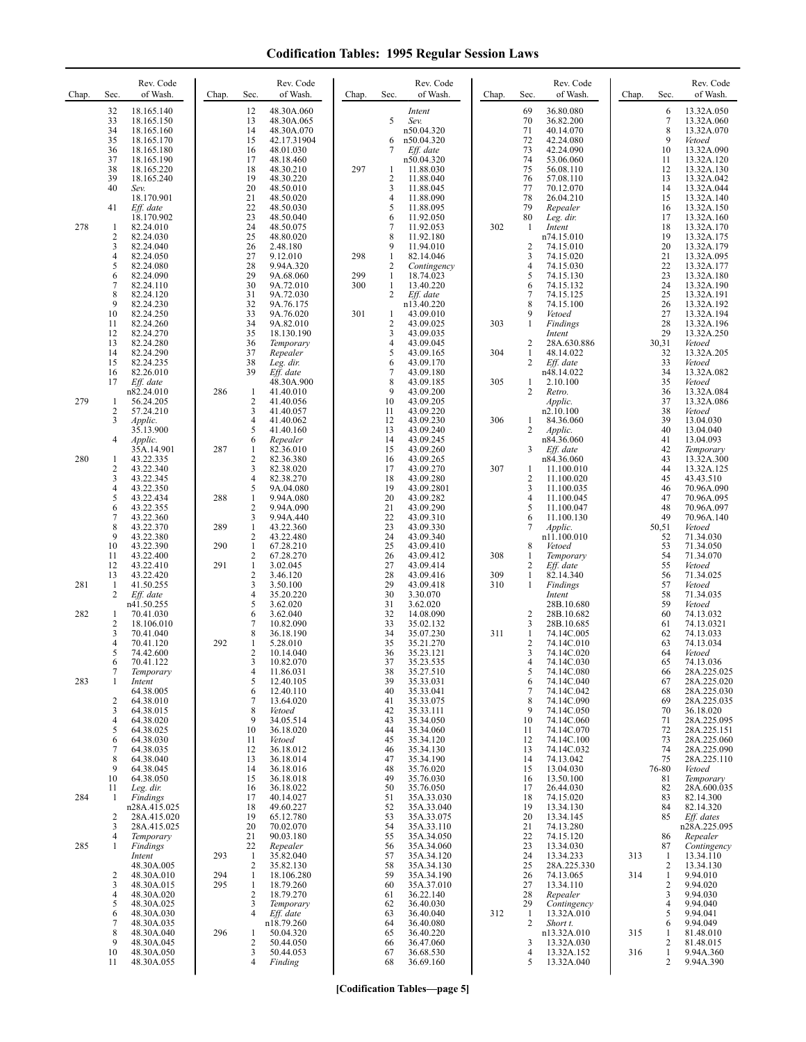# Codification Tables: 1995 Regular Session Laws

| Chap. | Sec. | Rev. Code of Wash. |
|---|---|---|
| | 32 | 18.165.140 |
| | 33 | 18.165.150 |
| | 34 | 18.165.160 |
| | 35 | 18.165.170 |
| | 36 | 18.165.180 |
| | 37 | 18.165.190 |
| | 38 | 18.165.220 |
| | 39 | 18.165.240 |
| | 40 | *Sev.* 18.170.901 |
| | 41 | *Eff. date* 18.170.902 |
| 278 | 1 | 82.24.010 |
| | 2 | 82.24.030 |
| | 3 | 82.24.040 |
| | 4 | 82.24.050 |
| | 5 | 82.24.080 |
| | 6 | 82.24.090 |
| | 7 | 82.24.110 |
| | 8 | 82.24.120 |
| | 9 | 82.24.230 |
| | 10 | 82.24.250 |
| | 11 | 82.24.260 |
| | 12 | 82.24.270 |
| | 13 | 82.24.280 |
| | 14 | 82.24.290 |
| | 15 | 82.24.235 |
| | 16 | 82.26.010 |
| | 17 | *Eff. date* n82.24.010 |
| 279 | 1 | 56.24.205 |
| | 2 | 57.24.210 |
| | 3 | *Applic.* 35.13.900 |
| | 4 | *Applic.* 35A.14.901 |
| 280 | 1 | 43.22.335 |
| | 2 | 43.22.340 |
| | 3 | 43.22.345 |
| | 4 | 43.22.350 |
| | 5 | 43.22.434 |
| | 6 | 43.22.355 |
| | 7 | 43.22.360 |
| | 8 | 43.22.370 |
| | 9 | 43.22.380 |
| | 10 | 43.22.390 |
| | 11 | 43.22.400 |
| | 12 | 43.22.410 |
| | 13 | 43.22.420 |
| 281 | 1 | 41.50.255 |
| | 2 | *Eff. date* n41.50.255 |
| 282 | 1 | 70.41.030 |
| | 2 | 18.106.010 |
| | 3 | 70.41.040 |
| | 4 | 70.41.120 |
| | 5 | 74.42.600 |
| | 6 | 70.41.122 |
| | 7 | *Temporary* |
| 283 | 1 | *Intent* 64.38.005 |
| | 2 | 64.38.010 |
| | 3 | 64.38.015 |
| | 4 | 64.38.020 |
| | 5 | 64.38.025 |
| | 6 | 64.38.030 |
| | 7 | 64.38.035 |
| | 8 | 64.38.040 |
| | 9 | 64.38.045 |
| | 10 | 64.38.050 |
| | 11 | *Leg. dir.* |
| 284 | 1 | *Findings* n28A.415.025 |
| | 2 | 28A.415.020 |
| | 3 | 28A.415.025 |
| | 4 | *Temporary* |
| 285 | 1 | *Findings Intent* 48.30A.005 |
| | 2 | 48.30A.010 |
| | 3 | 48.30A.015 |
| | 4 | 48.30A.020 |
| | 5 | 48.30A.025 |
| | 6 | 48.30A.030 |
| | 7 | 48.30A.035 |
| | 8 | 48.30A.040 |
| | 9 | 48.30A.045 |
| | 10 | 48.30A.050 |
| | 11 | 48.30A.055 |
| | 12 | 48.30A.060 |
| | 13 | 48.30A.065 |
| | 14 | 48.30A.070 |
| | 15 | 42.17.31904 |
| | 16 | 48.01.030 |
| | 17 | 48.18.460 |
| | 18 | 48.30.210 |
| | 19 | 48.30.220 |
| | 20 | 48.50.010 |
| | 21 | 48.50.020 |
| | 22 | 48.50.030 |
| | 23 | 48.50.040 |
| | 24 | 48.50.075 |
| | 25 | 48.80.020 |
| | 26 | 2.48.180 |
| | 27 | 9.12.010 |
| | 28 | 9.94A.320 |
| | 29 | 9A.68.060 |
| | 30 | 9A.72.010 |
| | 31 | 9A.72.030 |
| | 32 | 9A.76.175 |
| | 33 | 9A.76.020 |
| | 34 | 9A.82.010 |
| | 35 | 18.130.190 |
| | 36 | *Temporary* |
| | 37 | *Repealer* |
| | 38 | *Leg. dir.* |
| | 39 | *Eff. date* 48.30A.900 |
| 286 | 1 | 41.40.010 |
| | 2 | 41.40.056 |
| | 3 | 41.40.057 |
| | 4 | 41.40.062 |
| | 5 | 41.40.160 |
| | 6 | *Repealer* |
| 287 | 1 | 82.36.010 |
| | 2 | 82.36.380 |
| | 3 | 82.38.020 |
| | 4 | 82.38.270 |
| | 5 | 9A.04.080 |
| 288 | 1 | 9.94A.080 |
| | 2 | 9.94A.090 |
| | 3 | 9.94A.440 |
| 289 | 1 | 43.22.360 |
| | 2 | 43.22.480 |
| 290 | 1 | 67.28.210 |
| | 2 | 67.28.270 |
| 291 | 1 | 3.02.045 |
| | 2 | 3.46.120 |
| | 3 | 3.50.100 |
| | 4 | 35.20.220 |
| | 5 | 3.62.020 |
| | 6 | 3.62.040 |
| | 7 | 10.82.090 |
| | 8 | 36.18.190 |
| 292 | 1 | 5.28.010 |
| | 2 | 10.14.040 |
| | 3 | 10.82.070 |
| | 4 | 11.86.031 |
| | 5 | 12.40.105 |
| | 6 | 12.40.110 |
| | 7 | 13.64.020 |
| | 8 | *Vetoed* |
| | 9 | 34.05.514 |
| | 10 | 36.18.020 |
| | 11 | *Vetoed* |
| | 12 | 36.18.012 |
| | 13 | 36.18.014 |
| | 14 | 36.18.016 |
| | 15 | 36.18.018 |
| | 16 | 36.18.022 |
| | 17 | 40.14.027 |
| | 18 | 49.60.227 |
| | 19 | 65.12.780 |
| | 20 | 70.02.070 |
| | 21 | 90.03.180 |
| | 22 | *Repealer* |
| 293 | 1 | 35.82.040 |
| | 2 | 35.82.130 |
| 294 | 1 | 18.106.280 |
| 295 | 1 | 18.79.260 |
| | 2 | 18.79.270 |
| | 3 | *Temporary* |
| | 4 | *Eff. date* n18.79.260 |
| 296 | 1 | 50.04.320 |
| | 2 | 50.44.050 |
| | 3 | 50.44.053 |
| | 4 | *Finding Intent* |
| | 5 | *Sev.* n50.04.320 |
| | 6 | n50.04.320 |
| | 7 | *Eff. date* n50.04.320 |
| 297 | 1 | 11.88.030 |
| | 2 | 11.88.040 |
| | 3 | 11.88.045 |
| | 4 | 11.88.090 |
| | 5 | 11.88.095 |
| | 6 | 11.92.050 |
| | 7 | 11.92.053 |
| | 8 | 11.92.180 |
| | 9 | 11.94.010 |
| 298 | 1 | 82.14.046 |
| | 2 | *Contingency* |
| 299 | 1 | 18.74.023 |
| 300 | 1 | 13.40.220 |
| | 2 | *Eff. date* n13.40.220 |
| 301 | 1 | 43.09.010 |
| | 2 | 43.09.025 |
| | 3 | 43.09.035 |
| | 4 | 43.09.045 |
| | 5 | 43.09.165 |
| | 6 | 43.09.170 |
| | 7 | 43.09.180 |
| | 8 | 43.09.185 |
| | 9 | 43.09.200 |
| | 10 | 43.09.205 |
| | 11 | 43.09.220 |
| | 12 | 43.09.230 |
| | 13 | 43.09.240 |
| | 14 | 43.09.245 |
| | 15 | 43.09.260 |
| | 16 | 43.09.265 |
| | 17 | 43.09.270 |
| | 18 | 43.09.280 |
| | 19 | 43.09.2801 |
| | 20 | 43.09.282 |
| | 21 | 43.09.290 |
| | 22 | 43.09.310 |
| | 23 | 43.09.330 |
| | 24 | 43.09.340 |
| | 25 | 43.09.410 |
| | 26 | 43.09.412 |
| | 27 | 43.09.414 |
| | 28 | 43.09.416 |
| | 29 | 43.09.418 |
| | 30 | 3.30.070 |
| | 31 | 3.62.020 |
| | 32 | 14.08.090 |
| | 33 | 35.02.132 |
| | 34 | 35.07.230 |
| | 35 | 35.21.270 |
| | 36 | 35.23.121 |
| | 37 | 35.23.535 |
| | 38 | 35.27.510 |
| | 39 | 35.33.031 |
| | 40 | 35.33.041 |
| | 41 | 35.33.075 |
| | 42 | 35.33.111 |
| | 43 | 35.34.050 |
| | 44 | 35.34.060 |
| | 45 | 35.34.120 |
| | 46 | 35.34.130 |
| | 47 | 35.34.190 |
| | 48 | 35.76.020 |
| | 49 | 35.76.030 |
| | 50 | 35.76.050 |
| | 51 | 35A.33.030 |
| | 52 | 35A.33.040 |
| | 53 | 35A.33.075 |
| | 54 | 35A.33.110 |
| | 55 | 35A.34.050 |
| | 56 | 35A.34.060 |
| | 57 | 35A.34.120 |
| | 58 | 35A.34.130 |
| | 59 | 35A.34.190 |
| | 60 | 35A.37.010 |
| | 61 | 36.22.140 |
| | 62 | 36.40.030 |
| | 63 | 36.40.040 |
| | 64 | 36.40.080 |
| | 65 | 36.40.220 |
| | 66 | 36.47.060 |
| | 67 | 36.68.530 |
| | 68 | 36.69.160 |
| | 69 | 36.80.080 |
| | 70 | 36.82.200 |
| | 71 | 40.14.070 |
| | 72 | 42.24.080 |
| | 73 | 42.24.090 |
| | 74 | 53.06.060 |
| | 75 | 56.08.110 |
| | 76 | 57.08.110 |
| | 77 | 70.12.070 |
| | 78 | 26.04.210 |
| | 79 | *Repealer* |
| | 80 | *Leg. dir.* |
| 302 | 1 | *Intent* n74.15.010 |
| | 2 | 74.15.010 |
| | 3 | 74.15.020 |
| | 4 | 74.15.030 |
| | 5 | 74.15.130 |
| | 6 | 74.15.132 |
| | 7 | 74.15.125 |
| | 8 | 74.15.100 |
| | 9 | *Vetoed* |
| 303 | 1 | *Findings Intent* |
| | 2 | 28A.630.886 |
| 304 | 1 | 48.14.022 |
| | 2 | *Eff. date* n48.14.022 |
| 305 | 1 | 2.10.100 |
| | 2 | *Retro. Applic.* n2.10.100 |
| 306 | 1 | 84.36.060 |
| | 2 | *Applic.* n84.36.060 |
| | 3 | *Eff. date* n84.36.060 |
| 307 | 1 | 11.100.010 |
| | 2 | 11.100.020 |
| | 3 | 11.100.035 |
| | 4 | 11.100.045 |
| | 5 | 11.100.047 |
| | 6 | 11.100.130 |
| | 7 | *Applic.* n11.100.010 |
| | 8 | *Vetoed* |
| 308 | 1 | *Temporary* |
| | 2 | *Eff. date* |
| 309 | 1 | 82.14.340 |
| 310 | 1 | *Findings Intent* 28B.10.680 |
| | 2 | 28B.10.682 |
| | 3 | 28B.10.685 |
| 311 | 1 | 74.14C.005 |
| | 2 | 74.14C.010 |
| | 3 | 74.14C.020 |
| | 4 | 74.14C.030 |
| | 5 | 74.14C.080 |
| | 6 | 74.14C.040 |
| | 7 | 74.14C.042 |
| | 8 | 74.14C.090 |
| | 9 | 74.14C.050 |
| | 10 | 74.14C.060 |
| | 11 | 74.14C.070 |
| | 12 | 74.14C.100 |
| | 13 | 74.14C.032 |
| | 14 | 74.13.042 |
| | 15 | 13.04.030 |
| | 16 | 13.50.100 |
| | 17 | 26.44.030 |
| | 18 | 74.15.020 |
| | 19 | 13.34.130 |
| | 20 | 13.34.145 |
| | 21 | 74.13.280 |
| | 22 | 74.15.120 |
| | 23 | 13.34.030 |
| | 24 | 13.34.233 |
| | 25 | 28A.225.330 |
| | 26 | 74.13.065 |
| | 27 | 13.34.110 |
| | 28 | *Repealer* |
| | 29 | *Contingency* |
| 312 | 1 | 13.32A.010 |
| | 2 | *Short t.* n13.32A.010 |
| | 3 | 13.32A.030 |
| | 4 | 13.32A.152 |
| | 5 | 13.32A.040 |
| | 6 | 13.32A.050 |
| | 7 | 13.32A.060 |
| | 8 | 13.32A.070 |
| | 9 | *Vetoed* |
| | 10 | 13.32A.090 |
| | 11 | 13.32A.120 |
| | 12 | 13.32A.130 |
| | 13 | 13.32A.042 |
| | 14 | 13.32A.044 |
| | 15 | 13.32A.140 |
| | 16 | 13.32A.150 |
| | 17 | 13.32A.160 |
| | 18 | 13.32A.170 |
| | 19 | 13.32A.175 |
| | 20 | 13.32A.179 |
| | 21 | 13.32A.095 |
| | 22 | 13.32A.177 |
| | 23 | 13.32A.180 |
| | 24 | 13.32A.190 |
| | 25 | 13.32A.191 |
| | 26 | 13.32A.192 |
| | 27 | 13.32A.194 |
| | 28 | 13.32A.196 |
| | 29 | 13.32A.250 |
| | 30,31 | *Vetoed* |
| | 32 | 13.32A.205 |
| | 33 | *Vetoed* |
| | 34 | 13.32A.082 |
| | 35 | *Vetoed* |
| | 36 | 13.32A.084 |
| | 37 | 13.32A.086 |
| | 38 | *Vetoed* |
| | 39 | 13.04.030 |
| | 40 | 13.04.040 |
| | 41 | 13.04.093 |
| | 42 | *Temporary* |
| | 43 | 13.32A.300 |
| | 44 | 13.32A.125 |
| | 45 | 43.43.510 |
| | 46 | 70.96A.090 |
| | 47 | 70.96A.095 |
| | 48 | 70.96A.097 |
| | 49 | 70.96A.140 |
| | 50,51 | *Vetoed* |
| | 52 | 71.34.030 |
| | 53 | 71.34.050 |
| | 54 | 71.34.070 |
| | 55 | *Vetoed* |
| | 56 | 71.34.025 |
| | 57 | *Vetoed* |
| | 58 | 71.34.035 |
| | 59 | *Vetoed* |
| | 60 | 74.13.032 |
| | 61 | 74.13.0321 |
| | 62 | 74.13.033 |
| | 63 | 74.13.034 |
| | 64 | *Vetoed* |
| | 65 | 74.13.036 |
| | 66 | 28A.225.025 |
| | 67 | 28A.225.020 |
| | 68 | 28A.225.030 |
| | 69 | 28A.225.035 |
| | 70 | 36.18.020 |
| | 71 | 28A.225.095 |
| | 72 | 28A.225.151 |
| | 73 | 28A.225.060 |
| | 74 | 28A.225.090 |
| | 75 | 28A.225.110 |
| | 76-80 | *Vetoed* |
| | 81 | *Temporary* |
| | 82 | 28A.600.035 |
| | 83 | 82.14.300 |
| | 84 | 82.14.320 |
| | 85 | *Eff. dates* n28A.225.095 |
| | 86 | *Repealer* |
| | 87 | *Contingency* |
| 313 | 1 | 13.34.110 |
| | 2 | 13.34.130 |
| 314 | 1 | 9.94.010 |
| | 2 | 9.94.020 |
| | 3 | 9.94.030 |
| | 4 | 9.94.040 |
| | 5 | 9.94.041 |
| | 6 | 9.94.049 |
| 315 | 1 | 81.48.010 |
| | 2 | 81.48.015 |
| 316 | 1 | 9.94A.360 |
| | 2 | 9.94A.390 |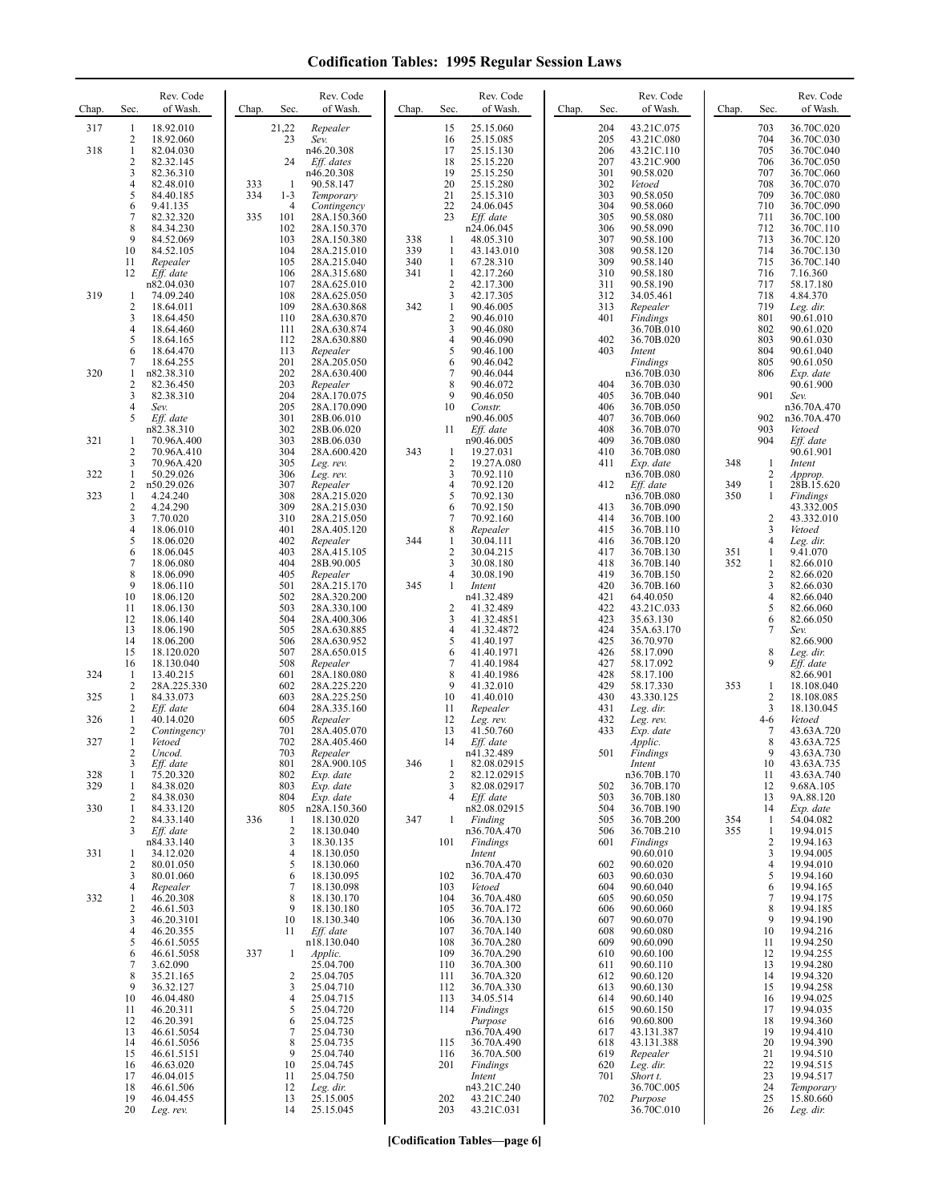# Codification Tables: 1995 Regular Session Laws

| Chap. | Sec. | Rev. Code of Wash. |
|---|---|---|
| 317 | 1 | 18.92.010 |
| | 2 | 18.92.060 |
| 318 | 1 | 82.04.030 |
| | 2 | 82.32.145 |
| | 3 | 82.36.310 |
| | 4 | 82.48.010 |
| | 5 | 84.40.185 |
| | 6 | 9.41.135 |
| | 7 | 82.32.320 |
| | 8 | 84.34.230 |
| | 9 | 84.52.069 |
| | 10 | 84.52.105 |
| | 11 | *Repealer* |
| | 12 | *Eff. date* n82.04.030 |
| 319 | 1 | 74.09.240 |
| | 2 | 18.64.011 |
| | 3 | 18.64.450 |
| | 4 | 18.64.460 |
| | 5 | 18.64.165 |
| | 6 | 18.64.470 |
| | 7 | 18.64.255 |
| 320 | 1 | n82.38.310 |
| | 2 | 82.36.450 |
| | 3 | 82.38.310 |
| | 4 | *Sev.* |
| | 5 | *Eff. date* n82.38.310 |
| 321 | 1 | 70.96A.400 |
| | 2 | 70.96A.410 |
| | 3 | 70.96A.420 |
| 322 | 1 | 50.29.026 |
| | 2 | n50.29.026 |
| 323 | 1 | 4.24.240 |
| | 2 | 4.24.290 |
| | 3 | 7.70.020 |
| | 4 | 18.06.010 |
| | 5 | 18.06.020 |
| | 6 | 18.06.045 |
| | 7 | 18.06.080 |
| | 8 | 18.06.090 |
| | 9 | 18.06.110 |
| | 10 | 18.06.120 |
| | 11 | 18.06.130 |
| | 12 | 18.06.140 |
| | 13 | 18.06.190 |
| | 14 | 18.06.200 |
| | 15 | 18.120.020 |
| | 16 | 18.130.040 |
| 324 | 1 | 13.40.215 |
| | 2 | 28A.225.330 |
| 325 | 1 | 84.33.073 |
| | 2 | *Eff. date* |
| 326 | 1 | 40.14.020 |
| | 2 | *Contingency* |
| 327 | 1 | *Vetoed* |
| | 2 | *Uncod.* |
| | 3 | *Eff. date* |
| 328 | 1 | 75.20.320 |
| 329 | 1 | 84.38.020 |
| | 2 | 84.38.030 |
| 330 | 1 | 84.33.120 |
| | 2 | 84.33.140 |
| | 3 | *Eff. date* n84.33.140 |
| 331 | 1 | 34.12.020 |
| | 2 | 80.01.050 |
| | 3 | 80.01.060 |
| | 4 | *Repealer* |
| 332 | 1 | 46.20.308 |
| | 2 | 46.61.503 |
| | 3 | 46.20.3101 |
| | 4 | 46.20.355 |
| | 5 | 46.61.5055 |
| | 6 | 46.61.5058 |
| | 7 | 3.62.090 |
| | 8 | 35.21.165 |
| | 9 | 36.32.127 |
| | 10 | 46.04.480 |
| | 11 | 46.20.311 |
| | 12 | 46.20.391 |
| | 13 | 46.61.5054 |
| | 14 | 46.61.5056 |
| | 15 | 46.61.5151 |
| | 16 | 46.63.020 |
| | 17 | 46.04.015 |
| | 18 | 46.61.506 |
| | 19 | 46.04.455 |
| | 20 | *Leg. rev.* |
| | 21,22 | *Repealer* |
| | 23 | *Sev.* n46.20.308 |
| | 24 | *Eff. dates* n46.20.308 |
| 333 | 1 | 90.58.147 |
| 334 | 1-3 | *Temporary* |
| | 4 | *Contingency* |
| 335 | 101 | 28A.150.360 |
| | 102 | 28A.150.370 |
| | 103 | 28A.150.380 |
| | 104 | 28A.215.010 |
| | 105 | 28A.215.040 |
| | 106 | 28A.315.680 |
| | 107 | 28A.625.010 |
| | 108 | 28A.625.050 |
| | 109 | 28A.630.868 |
| | 110 | 28A.630.870 |
| | 111 | 28A.630.874 |
| | 112 | 28A.630.880 |
| | 113 | *Repealer* |
| | 201 | 28A.205.050 |
| | 202 | 28A.630.400 |
| | 203 | *Repealer* |
| | 204 | 28A.170.075 |
| | 205 | 28A.170.090 |
| | 301 | 28B.06.010 |
| | 302 | 28B.06.020 |
| | 303 | 28B.06.030 |
| | 304 | 28A.600.420 |
| | 305 | *Leg. rev.* |
| | 306 | *Leg. rev.* |
| | 307 | *Repealer* |
| | 308 | 28A.215.020 |
| | 309 | 28A.215.030 |
| | 310 | 28A.215.050 |
| | 401 | 28A.405.120 |
| | 402 | *Repealer* |
| | 403 | 28A.415.105 |
| | 404 | 28B.90.005 |
| | 405 | *Repealer* |
| | 501 | 28A.215.170 |
| | 502 | 28A.320.200 |
| | 503 | 28A.330.100 |
| | 504 | 28A.400.306 |
| | 505 | 28A.630.885 |
| | 506 | 28A.630.952 |
| | 507 | 28A.650.015 |
| | 508 | *Repealer* |
| | 601 | 28A.180.080 |
| | 602 | 28A.225.220 |
| | 603 | 28A.225.250 |
| | 604 | 28A.335.160 |
| | 605 | *Repealer* |
| | 701 | 28A.405.070 |
| | 702 | 28A.405.460 |
| | 703 | *Repealer* |
| | 801 | 28A.900.105 |
| | 802 | *Exp. date* |
| | 803 | *Exp. date* |
| | 804 | *Exp. date* |
| | 805 | n28A.150.360 |
| 336 | 1 | 18.130.020 |
| | 2 | 18.130.040 |
| | 3 | 18.30.135 |
| | 4 | 18.130.050 |
| | 5 | 18.130.060 |
| | 6 | 18.130.095 |
| | 7 | 18.130.098 |
| | 8 | 18.130.170 |
| | 9 | 18.130.180 |
| | 10 | 18.130.340 |
| | 11 | *Eff. date* n18.130.040 |
| 337 | 1 | *Applic.* 25.04.700 |
| | 2 | 25.04.705 |
| | 3 | 25.04.710 |
| | 4 | 25.04.715 |
| | 5 | 25.04.720 |
| | 6 | 25.04.725 |
| | 7 | 25.04.730 |
| | 8 | 25.04.735 |
| | 9 | 25.04.740 |
| | 10 | 25.04.745 |
| | 11 | 25.04.750 |
| | 12 | *Leg. dir.* |
| | 13 | 25.15.005 |
| | 14 | 25.15.045 |
| | 15 | 25.15.060 |
| | 16 | 25.15.085 |
| | 17 | 25.15.130 |
| | 18 | 25.15.220 |
| | 19 | 25.15.250 |
| | 20 | 25.15.280 |
| | 21 | 25.15.310 |
| | 22 | 24.06.045 |
| | 23 | *Eff. date* n24.06.045 |
| 338 | 1 | 48.05.310 |
| 339 | 1 | 43.143.010 |
| 340 | 1 | 67.28.310 |
| 341 | 1 | 42.17.260 |
| | 2 | 42.17.300 |
| | 3 | 42.17.305 |
| 342 | 1 | 90.46.005 |
| | 2 | 90.46.010 |
| | 3 | 90.46.080 |
| | 4 | 90.46.090 |
| | 5 | 90.46.100 |
| | 6 | 90.46.042 |
| | 7 | 90.46.044 |
| | 8 | 90.46.072 |
| | 9 | 90.46.050 |
| | 10 | *Constr.* n90.46.005 |
| | 11 | *Eff. date* n90.46.005 |
| 343 | 1 | 19.27.031 |
| | 2 | 19.27A.080 |
| | 3 | 70.92.110 |
| | 4 | 70.92.120 |
| | 5 | 70.92.130 |
| | 6 | 70.92.150 |
| | 7 | 70.92.160 |
| | 8 | *Repealer* |
| 344 | 1 | 30.04.111 |
| | 2 | 30.04.215 |
| | 3 | 30.08.180 |
| | 4 | 30.08.190 |
| 345 | 1 | *Intent* n41.32.489 |
| | 2 | 41.32.489 |
| | 3 | 41.32.4851 |
| | 4 | 41.32.4872 |
| | 5 | 41.40.197 |
| | 6 | 41.40.1971 |
| | 7 | 41.40.1984 |
| | 8 | 41.40.1986 |
| | 9 | 41.32.010 |
| | 10 | 41.40.010 |
| | 11 | *Repealer* |
| | 12 | *Leg. rev.* |
| | 13 | 41.50.760 |
| | 14 | *Eff. date* n41.32.489 |
| 346 | 1 | 82.08.02915 |
| | 2 | 82.12.02915 |
| | 3 | 82.08.02917 |
| | 4 | *Eff. date* n82.08.02915 |
| 347 | 1 | *Finding* n36.70A.470 |
| | 101 | *Findings Intent* n36.70A.470 |
| | 102 | 36.70A.470 |
| | 103 | *Vetoed* |
| | 104 | 36.70A.480 |
| | 105 | 36.70A.172 |
| | 106 | 36.70A.130 |
| | 107 | 36.70A.140 |
| | 108 | 36.70A.280 |
| | 109 | 36.70A.290 |
| | 110 | 36.70A.300 |
| | 111 | 36.70A.320 |
| | 112 | 36.70A.330 |
| | 113 | 34.05.514 |
| | 114 | *Findings Purpose* n36.70A.490 |
| | 115 | 36.70A.490 |
| | 116 | 36.70A.500 |
| | 201 | *Findings Intent* n43.21C.240 |
| | 202 | 43.21C.240 |
| | 203 | 43.21C.031 |
| | 204 | 43.21C.075 |
| | 205 | 43.21C.080 |
| | 206 | 43.21C.110 |
| | 207 | 43.21C.900 |
| | 301 | 90.58.020 |
| | 302 | *Vetoed* |
| | 303 | 90.58.050 |
| | 304 | 90.58.060 |
| | 305 | 90.58.080 |
| | 306 | 90.58.090 |
| | 307 | 90.58.100 |
| | 308 | 90.58.120 |
| | 309 | 90.58.140 |
| | 310 | 90.58.180 |
| | 311 | 90.58.190 |
| | 312 | 34.05.461 |
| | 313 | *Repealer* |
| | 401 | *Findings* 36.70B.010 |
| | 402 | 36.70B.020 |
| | 403 | *Intent Findings* n36.70B.030 |
| | 404 | 36.70B.030 |
| | 405 | 36.70B.040 |
| | 406 | 36.70B.050 |
| | 407 | 36.70B.060 |
| | 408 | 36.70B.070 |
| | 409 | 36.70B.080 |
| | 410 | 36.70B.080 |
| | 411 | *Exp. date* n36.70B.080 |
| | 412 | *Eff. date* n36.70B.080 |
| | 413 | 36.70B.090 |
| | 414 | 36.70B.100 |
| | 415 | 36.70B.110 |
| | 416 | 36.70B.120 |
| | 417 | 36.70B.130 |
| | 418 | 36.70B.140 |
| | 419 | 36.70B.150 |
| | 420 | 36.70B.160 |
| | 421 | 64.40.050 |
| | 422 | 43.21C.033 |
| | 423 | 35.63.130 |
| | 424 | 35A.63.170 |
| | 425 | 36.70.970 |
| | 426 | 58.17.090 |
| | 427 | 58.17.092 |
| | 428 | 58.17.100 |
| | 429 | 58.17.330 |
| | 430 | 43.330.125 |
| | 431 | *Leg. dir.* |
| | 432 | *Leg. rev.* |
| | 433 | *Exp. date Applic.* |
| | 501 | *Findings Intent* n36.70B.170 |
| | 502 | 36.70B.170 |
| | 503 | 36.70B.180 |
| | 504 | 36.70B.190 |
| | 505 | 36.70B.200 |
| | 506 | 36.70B.210 |
| | 601 | *Findings* 90.60.010 |
| | 602 | 90.60.020 |
| | 603 | 90.60.030 |
| | 604 | 90.60.040 |
| | 605 | 90.60.050 |
| | 606 | 90.60.060 |
| | 607 | 90.60.070 |
| | 608 | 90.60.080 |
| | 609 | 90.60.090 |
| | 610 | 90.60.100 |
| | 611 | 90.60.110 |
| | 612 | 90.60.120 |
| | 613 | 90.60.130 |
| | 614 | 90.60.140 |
| | 615 | 90.60.150 |
| | 616 | 90.60.800 |
| | 617 | 43.131.387 |
| | 618 | 43.131.388 |
| | 619 | *Repealer* |
| | 620 | *Leg. dir.* |
| | 701 | *Short t.* 36.70C.005 |
| | 702 | *Purpose* 36.70C.010 |
| | 703 | 36.70C.020 |
| | 704 | 36.70C.030 |
| | 705 | 36.70C.040 |
| | 706 | 36.70C.050 |
| | 707 | 36.70C.060 |
| | 708 | 36.70C.070 |
| | 709 | 36.70C.080 |
| | 710 | 36.70C.090 |
| | 711 | 36.70C.100 |
| | 712 | 36.70C.110 |
| | 713 | 36.70C.120 |
| | 714 | 36.70C.130 |
| | 715 | 36.70C.140 |
| | 716 | 7.16.360 |
| | 717 | 58.17.180 |
| | 718 | 4.84.370 |
| | 719 | *Leg. dir.* |
| | 801 | 90.61.010 |
| | 802 | 90.61.020 |
| | 803 | 90.61.030 |
| | 804 | 90.61.040 |
| | 805 | 90.61.050 |
| | 806 | *Exp. date* 90.61.900 |
| | 901 | *Sev.* n36.70A.470 |
| | 902 | n36.70A.470 |
| | 903 | *Vetoed* |
| | 904 | *Eff. date* 90.61.901 |
| 348 | 1 | *Intent* |
| | 2 | *Approp.* |
| 349 | 1 | 28B.15.620 |
| 350 | 1 | *Findings* 43.332.005 |
| | 2 | 43.332.010 |
| | 3 | *Vetoed* |
| | 4 | *Leg. dir.* |
| 351 | 1 | 9.41.070 |
| 352 | 1 | 82.66.010 |
| | 2 | 82.66.020 |
| | 3 | 82.66.030 |
| | 4 | 82.66.040 |
| | 5 | 82.66.060 |
| | 6 | 82.66.050 |
| | 7 | *Sev.* 82.66.900 |
| | 8 | *Leg. dir.* |
| | 9 | *Eff. date* 82.66.901 |
| 353 | 1 | 18.108.040 |
| | 2 | 18.108.085 |
| | 3 | 18.130.045 |
| | 4-6 | *Vetoed* |
| | 7 | 43.63A.720 |
| | 8 | 43.63A.725 |
| | 9 | 43.63A.730 |
| | 10 | 43.63A.735 |
| | 11 | 43.63A.740 |
| | 12 | 9.68A.105 |
| | 13 | 9A.88.120 |
| | 14 | *Exp. date* |
| 354 | 1 | 54.04.082 |
| 355 | 1 | 19.94.015 |
| | 2 | 19.94.163 |
| | 3 | 19.94.005 |
| | 4 | 19.94.010 |
| | 5 | 19.94.160 |
| | 6 | 19.94.165 |
| | 7 | 19.94.175 |
| | 8 | 19.94.185 |
| | 9 | 19.94.190 |
| | 10 | 19.94.216 |
| | 11 | 19.94.250 |
| | 12 | 19.94.255 |
| | 13 | 19.94.280 |
| | 14 | 19.94.320 |
| | 15 | 19.94.258 |
| | 16 | 19.94.025 |
| | 17 | 19.94.035 |
| | 18 | 19.94.360 |
| | 19 | 19.94.410 |
| | 20 | 19.94.390 |
| | 21 | 19.94.510 |
| | 22 | 19.94.515 |
| | 23 | 19.94.517 |
| | 24 | *Temporary* |
| | 25 | 15.80.660 |
| | 26 | *Leg. dir.* |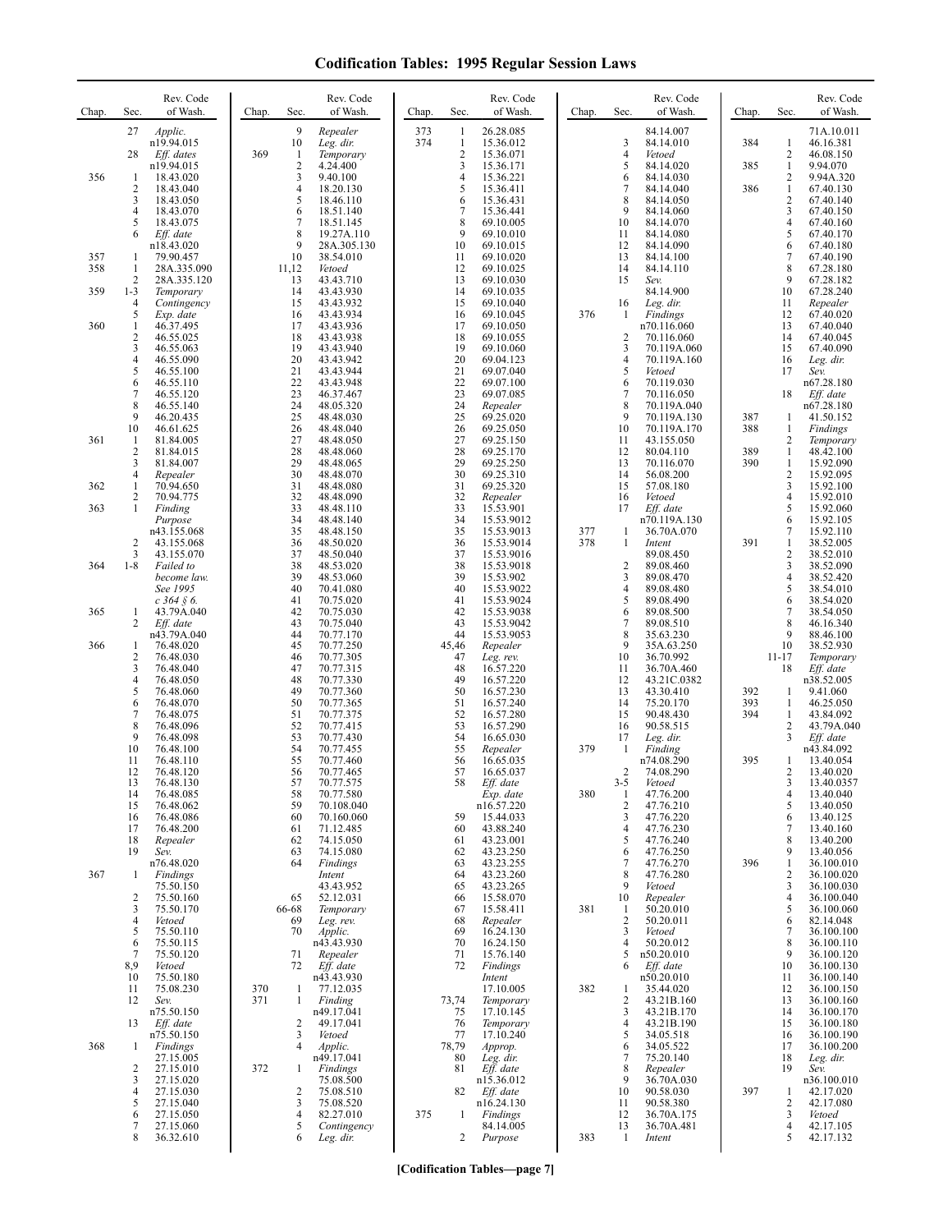# Codification Tables: 1995 Regular Session Laws

| Chap. | Sec. | Rev. Code of Wash. |
|---|---|---|
| | 27 | *Applic.* n19.94.015 |
| | 28 | *Eff. dates* n19.94.015 |
| 356 | 1 | 18.43.020 |
| | 2 | 18.43.040 |
| | 3 | 18.43.050 |
| | 4 | 18.43.070 |
| | 5 | 18.43.075 |
| | 6 | *Eff. date* n18.43.020 |
| 357 | 1 | 79.90.457 |
| 358 | 1 | 28A.335.090 |
| | 2 | 28A.335.120 |
| 359 | 1-3 | *Temporary* |
| | 4 | *Contingency* |
| | 5 | *Exp. date* |
| 360 | 1 | 46.37.495 |
| | 2 | 46.55.025 |
| | 3 | 46.55.063 |
| | 4 | 46.55.090 |
| | 5 | 46.55.100 |
| | 6 | 46.55.110 |
| | 7 | 46.55.120 |
| | 8 | 46.55.140 |
| | 9 | 46.20.435 |
| | 10 | 46.61.625 |
| 361 | 1 | 81.84.005 |
| | 2 | 81.84.015 |
| | 3 | 81.84.007 |
| | 4 | *Repealer* |
| 362 | 1 | 70.94.650 |
| | 2 | 70.94.775 |
| 363 | 1 | *Finding Purpose* n43.155.068 |
| | 2 | 43.155.068 |
| | 3 | 43.155.070 |
| 364 | 1-8 | *Failed to become law. See 1995 c 364 § 6.* |
| 365 | 1 | 43.79A.040 |
| | 2 | *Eff. date* n43.79A.040 |
| 366 | 1 | 76.48.020 |
| | 2 | 76.48.030 |
| | 3 | 76.48.040 |
| | 4 | 76.48.050 |
| | 5 | 76.48.060 |
| | 6 | 76.48.070 |
| | 7 | 76.48.075 |
| | 8 | 76.48.096 |
| | 9 | 76.48.098 |
| | 10 | 76.48.100 |
| | 11 | 76.48.110 |
| | 12 | 76.48.120 |
| | 13 | 76.48.130 |
| | 14 | 76.48.085 |
| | 15 | 76.48.062 |
| | 16 | 76.48.086 |
| | 17 | 76.48.200 |
| | 18 | *Repealer* |
| | 19 | *Sev.* n76.48.020 |
| 367 | 1 | *Findings* 75.50.150 |
| | 2 | 75.50.160 |
| | 3 | 75.50.170 |
| | 4 | *Vetoed* |
| | 5 | 75.50.110 |
| | 6 | 75.50.115 |
| | 7 | 75.50.120 |
| | 8,9 | *Vetoed* |
| | 10 | 75.50.180 |
| | 11 | 75.08.230 |
| | 12 | *Sev.* n75.50.150 |
| | 13 | *Eff. date* n75.50.150 |
| 368 | 1 | *Findings* 27.15.005 |
| | 2 | 27.15.010 |
| | 3 | 27.15.020 |
| | 4 | 27.15.030 |
| | 5 | 27.15.040 |
| | 6 | 27.15.050 |
| | 7 | 27.15.060 |
| | 8 | 36.32.610 |
| | 9 | *Repealer* |
| | 10 | *Leg. dir.* |
| 369 | 1 | *Temporary* |
| | 2 | 4.24.400 |
| | 3 | 9.40.100 |
| | 4 | 18.20.130 |
| | 5 | 18.46.110 |
| | 6 | 18.51.140 |
| | 7 | 18.51.145 |
| | 8 | 19.27A.110 |
| | 9 | 28A.305.130 |
| | 10 | 38.54.010 |
| | 11,12 | *Vetoed* |
| | 13 | 43.43.710 |
| | 14 | 43.43.930 |
| | 15 | 43.43.932 |
| | 16 | 43.43.934 |
| | 17 | 43.43.936 |
| | 18 | 43.43.938 |
| | 19 | 43.43.940 |
| | 20 | 43.43.942 |
| | 21 | 43.43.944 |
| | 22 | 43.43.948 |
| | 23 | 46.37.467 |
| | 24 | 48.05.320 |
| | 25 | 48.48.030 |
| | 26 | 48.48.040 |
| | 27 | 48.48.050 |
| | 28 | 48.48.060 |
| | 29 | 48.48.065 |
| | 30 | 48.48.070 |
| | 31 | 48.48.080 |
| | 32 | 48.48.090 |
| | 33 | 48.48.110 |
| | 34 | 48.48.140 |
| | 35 | 48.48.150 |
| | 36 | 48.50.020 |
| | 37 | 48.50.040 |
| | 38 | 48.53.020 |
| | 39 | 48.53.060 |
| | 40 | 70.41.080 |
| | 41 | 70.75.020 |
| | 42 | 70.75.030 |
| | 43 | 70.75.040 |
| | 44 | 70.77.170 |
| | 45 | 70.77.250 |
| | 46 | 70.77.305 |
| | 47 | 70.77.315 |
| | 48 | 70.77.330 |
| | 49 | 70.77.360 |
| | 50 | 70.77.365 |
| | 51 | 70.77.375 |
| | 52 | 70.77.415 |
| | 53 | 70.77.430 |
| | 54 | 70.77.455 |
| | 55 | 70.77.460 |
| | 56 | 70.77.465 |
| | 57 | 70.77.575 |
| | 58 | 70.77.580 |
| | 59 | 70.108.040 |
| | 60 | 70.160.060 |
| | 61 | 71.12.485 |
| | 62 | 74.15.050 |
| | 63 | 74.15.080 |
| | 64 | *Findings Intent* 43.43.952 |
| | 65 | 52.12.031 |
| | 66-68 | *Temporary* |
| | 69 | *Leg. rev.* |
| | 70 | *Applic.* n43.43.930 |
| | 71 | *Repealer* |
| | 72 | *Eff. date* n43.43.930 |
| 370 | 1 | 77.12.035 |
| 371 | 1 | *Finding* n49.17.041 |
| | 2 | 49.17.041 |
| | 3 | *Vetoed* |
| | 4 | *Applic.* n49.17.041 |
| 372 | 1 | *Findings* 75.08.500 |
| | 2 | 75.08.510 |
| | 3 | 75.08.520 |
| | 4 | 82.27.010 |
| | 5 | *Contingency* |
| | 6 | *Leg. dir.* |
| 373 | 1 | 26.28.085 |
| 374 | 1 | 15.36.012 |
| | 2 | 15.36.071 |
| | 3 | 15.36.171 |
| | 4 | 15.36.221 |
| | 5 | 15.36.411 |
| | 6 | 15.36.431 |
| | 7 | 15.36.441 |
| | 8 | 69.10.005 |
| | 9 | 69.10.010 |
| | 10 | 69.10.015 |
| | 11 | 69.10.020 |
| | 12 | 69.10.025 |
| | 13 | 69.10.030 |
| | 14 | 69.10.035 |
| | 15 | 69.10.040 |
| | 16 | 69.10.045 |
| | 17 | 69.10.050 |
| | 18 | 69.10.055 |
| | 19 | 69.10.060 |
| | 20 | 69.04.123 |
| | 21 | 69.07.040 |
| | 22 | 69.07.100 |
| | 23 | 69.07.085 |
| | 24 | *Repealer* |
| | 25 | 69.25.020 |
| | 26 | 69.25.050 |
| | 27 | 69.25.150 |
| | 28 | 69.25.170 |
| | 29 | 69.25.250 |
| | 30 | 69.25.310 |
| | 31 | 69.25.320 |
| | 32 | *Repealer* |
| | 33 | 15.53.901 |
| | 34 | 15.53.9012 |
| | 35 | 15.53.9013 |
| | 36 | 15.53.9014 |
| | 37 | 15.53.9016 |
| | 38 | 15.53.9018 |
| | 39 | 15.53.902 |
| | 40 | 15.53.9022 |
| | 41 | 15.53.9024 |
| | 42 | 15.53.9038 |
| | 43 | 15.53.9042 |
| | 44 | 15.53.9053 |
| | 45,46 | *Repealer* |
| | 47 | *Leg. rev.* |
| | 48 | 16.57.220 |
| | 49 | 16.57.220 |
| | 50 | 16.57.230 |
| | 51 | 16.57.240 |
| | 52 | 16.57.280 |
| | 53 | 16.57.290 |
| | 54 | 16.65.030 |
| | 55 | *Repealer* |
| | 56 | 16.65.035 |
| | 57 | 16.65.037 |
| | 58 | *Eff. date Exp. date* n16.57.220 |
| | 59 | 15.44.033 |
| | 60 | 43.88.240 |
| | 61 | 43.23.001 |
| | 62 | 43.23.250 |
| | 63 | 43.23.255 |
| | 64 | 43.23.260 |
| | 65 | 43.23.265 |
| | 66 | 15.58.070 |
| | 67 | 15.58.411 |
| | 68 | *Repealer* |
| | 69 | 16.24.130 |
| | 70 | 16.24.150 |
| | 71 | 15.76.140 |
| | 72 | *Findings Intent* 17.10.005 |
| | 73,74 | *Temporary* |
| | 75 | 17.10.145 |
| | 76 | *Temporary* |
| | 77 | 17.10.240 |
| | 78,79 | *Approp.* |
| | 80 | *Leg. dir.* |
| | 81 | *Eff. date* n15.36.012 |
| | 82 | *Eff. date* n16.24.130 |
| 375 | 1 | *Findings* 84.14.005 |
| | 2 | *Purpose* 84.14.007 |
| | 3 | 84.14.010 |
| | 4 | *Vetoed* |
| | 5 | 84.14.020 |
| | 6 | 84.14.030 |
| | 7 | 84.14.040 |
| | 8 | 84.14.050 |
| | 9 | 84.14.060 |
| | 10 | 84.14.070 |
| | 11 | 84.14.080 |
| | 12 | 84.14.090 |
| | 13 | 84.14.100 |
| | 14 | 84.14.110 |
| | 15 | *Sev.* 84.14.900 |
| | 16 | *Leg. dir.* |
| 376 | 1 | *Findings* n70.116.060 |
| | 2 | 70.116.060 |
| | 3 | 70.119A.060 |
| | 4 | 70.119A.160 |
| | 5 | *Vetoed* |
| | 6 | 70.119.030 |
| | 7 | 70.116.050 |
| | 8 | 70.119A.040 |
| | 9 | 70.119A.130 |
| | 10 | 70.119A.170 |
| | 11 | 43.155.050 |
| | 12 | 80.04.110 |
| | 13 | 70.116.070 |
| | 14 | 56.08.200 |
| | 15 | 57.08.180 |
| | 16 | *Vetoed* |
| | 17 | *Eff. date* n70.119A.130 |
| 377 | 1 | 36.70A.070 |
| 378 | 1 | *Intent* 89.08.450 |
| | 2 | 89.08.460 |
| | 3 | 89.08.470 |
| | 4 | 89.08.480 |
| | 5 | 89.08.490 |
| | 6 | 89.08.500 |
| | 7 | 89.08.510 |
| | 8 | 35.63.230 |
| | 9 | 35A.63.250 |
| | 10 | 36.70.992 |
| | 11 | 36.70A.460 |
| | 12 | 43.21C.0382 |
| | 13 | 43.30.410 |
| | 14 | 75.20.170 |
| | 15 | 90.48.430 |
| | 16 | 90.58.515 |
| | 17 | *Leg. dir.* |
| 379 | 1 | *Finding* n74.08.290 |
| | 2 | 74.08.290 |
| | 3-5 | *Vetoed* |
| 380 | 1 | 47.76.200 |
| | 2 | 47.76.210 |
| | 3 | 47.76.220 |
| | 4 | 47.76.230 |
| | 5 | 47.76.240 |
| | 6 | 47.76.250 |
| | 7 | 47.76.270 |
| | 8 | 47.76.280 |
| | 9 | *Vetoed* |
| | 10 | *Repealer* |
| 381 | 1 | 50.20.010 |
| | 2 | 50.20.011 |
| | 3 | *Vetoed* |
| | 4 | 50.20.012 |
| | 5 | n50.20.010 |
| | 6 | *Eff. date* n50.20.010 |
| 382 | 1 | 35.44.020 |
| | 2 | 43.21B.160 |
| | 3 | 43.21B.170 |
| | 4 | 43.21B.190 |
| | 5 | 34.05.518 |
| | 6 | 34.05.522 |
| | 7 | 75.20.140 |
| | 8 | *Repealer* |
| | 9 | 36.70A.030 |
| | 10 | 90.58.030 |
| | 11 | 90.58.380 |
| | 12 | 36.70A.175 |
| | 13 | 36.70A.481 |
| 383 | 1 | *Intent* 71A.10.011 |
| 384 | 1 | 46.16.381 |
| | 2 | 46.08.150 |
| 385 | 1 | 9.94.070 |
| | 2 | 9.94A.320 |
| 386 | 1 | 67.40.130 |
| | 2 | 67.40.140 |
| | 3 | 67.40.150 |
| | 4 | 67.40.160 |
| | 5 | 67.40.170 |
| | 6 | 67.40.180 |
| | 7 | 67.40.190 |
| | 8 | 67.28.180 |
| | 9 | 67.28.182 |
| | 10 | 67.28.240 |
| | 11 | *Repealer* |
| | 12 | 67.40.020 |
| | 13 | 67.40.040 |
| | 14 | 67.40.045 |
| | 15 | 67.40.090 |
| | 16 | *Leg. dir.* |
| | 17 | *Sev.* n67.28.180 |
| | 18 | *Eff. date* n67.28.180 |
| 387 | 1 | 41.50.152 |
| 388 | 1 | *Findings* |
| | 2 | *Temporary* |
| 389 | 1 | 48.42.100 |
| 390 | 1 | 15.92.090 |
| | 2 | 15.92.095 |
| | 3 | 15.92.100 |
| | 4 | 15.92.010 |
| | 5 | 15.92.060 |
| | 6 | 15.92.105 |
| | 7 | 15.92.110 |
| 391 | 1 | 38.52.005 |
| | 2 | 38.52.010 |
| | 3 | 38.52.090 |
| | 4 | 38.52.420 |
| | 5 | 38.54.010 |
| | 6 | 38.54.020 |
| | 7 | 38.54.050 |
| | 8 | 46.16.340 |
| | 9 | 88.46.100 |
| | 10 | 38.52.930 |
| | 11-17 | *Temporary* |
| | 18 | *Eff. date* n38.52.005 |
| 392 | 1 | 9.41.060 |
| 393 | 1 | 46.25.050 |
| 394 | 1 | 43.84.092 |
| | 2 | 43.79A.040 |
| | 3 | *Eff. date* n43.84.092 |
| 395 | 1 | 13.40.054 |
| | 2 | 13.40.020 |
| | 3 | 13.40.0357 |
| | 4 | 13.40.040 |
| | 5 | 13.40.050 |
| | 6 | 13.40.125 |
| | 7 | 13.40.160 |
| | 8 | 13.40.200 |
| | 9 | 13.40.056 |
| 396 | 1 | 36.100.010 |
| | 2 | 36.100.020 |
| | 3 | 36.100.030 |
| | 4 | 36.100.040 |
| | 5 | 36.100.060 |
| | 6 | 82.14.048 |
| | 7 | 36.100.100 |
| | 8 | 36.100.110 |
| | 9 | 36.100.120 |
| | 10 | 36.100.130 |
| | 11 | 36.100.140 |
| | 12 | 36.100.150 |
| | 13 | 36.100.160 |
| | 14 | 36.100.170 |
| | 15 | 36.100.180 |
| | 16 | 36.100.190 |
| | 17 | 36.100.200 |
| | 18 | *Leg. dir.* |
| | 19 | *Sev.* n36.100.010 |
| 397 | 1 | 42.17.020 |
| | 2 | 42.17.080 |
| | 3 | *Vetoed* |
| | 4 | 42.17.105 |
| | 5 | 42.17.132 |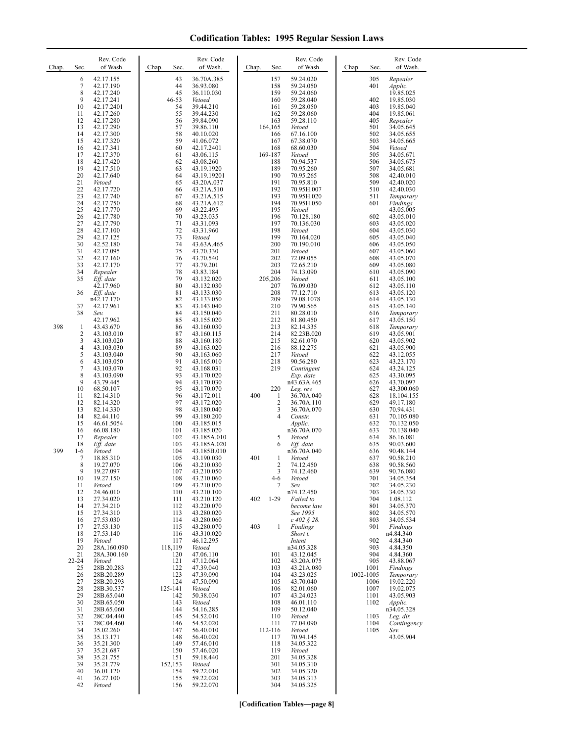# Codification Tables: 1995 Regular Session Laws

| Chap. | Sec. | Rev. Code of Wash. |
|---|---|---|
| | 6 | 42.17.155 |
| | 7 | 42.17.190 |
| | 8 | 42.17.240 |
| | 9 | 42.17.241 |
| | 10 | 42.17.2401 |
| | 11 | 42.17.260 |
| | 12 | 42.17.280 |
| | 13 | 42.17.290 |
| | 14 | 42.17.300 |
| | 15 | 42.17.320 |
| | 16 | 42.17.341 |
| | 17 | 42.17.370 |
| | 18 | 42.17.420 |
| | 19 | 42.17.510 |
| | 20 | 42.17.640 |
| | 21 | *Vetoed* |
| | 22 | 42.17.720 |
| | 23 | 42.17.740 |
| | 24 | 42.17.750 |
| | 25 | 42.17.770 |
| | 26 | 42.17.780 |
| | 27 | 42.17.790 |
| | 28 | 42.17.100 |
| | 29 | 42.17.125 |
| | 30 | 42.52.180 |
| | 31 | 42.17.095 |
| | 32 | 42.17.160 |
| | 33 | 42.17.170 |
| | 34 | *Repealer* |
| | 35 | *Eff. date* 42.17.960 |
| | 36 | *Eff. date* n42.17.170 |
| | 37 | 42.17.961 |
| | 38 | *Sev.* 42.17.962 |
| 398 | 1 | 43.43.670 |
| | 2 | 43.103.010 |
| | 3 | 43.103.020 |
| | 4 | 43.103.030 |
| | 5 | 43.103.040 |
| | 6 | 43.103.050 |
| | 7 | 43.103.070 |
| | 8 | 43.103.090 |
| | 9 | 43.79.445 |
| | 10 | 68.50.107 |
| | 11 | 82.14.310 |
| | 12 | 82.14.320 |
| | 13 | 82.14.330 |
| | 14 | 82.44.110 |
| | 15 | 46.61.5054 |
| | 16 | 66.08.180 |
| | 17 | *Repealer* |
| | 18 | *Eff. date* |
| 399 | 1-6 | *Vetoed* |
| | 7 | 18.85.310 |
| | 8 | 19.27.070 |
| | 9 | 19.27.097 |
| | 10 | 19.27.150 |
| | 11 | *Vetoed* |
| | 12 | 24.46.010 |
| | 13 | 27.34.020 |
| | 14 | 27.34.210 |
| | 15 | 27.34.310 |
| | 16 | 27.53.030 |
| | 17 | 27.53.130 |
| | 18 | 27.53.140 |
| | 19 | *Vetoed* |
| | 20 | 28A.160.090 |
| | 21 | 28A.300.160 |
| | 22-24 | *Vetoed* |
| | 25 | 28B.20.283 |
| | 26 | 28B.20.289 |
| | 27 | 28B.20.293 |
| | 28 | 28B.30.537 |
| | 29 | 28B.65.040 |
| | 30 | 28B.65.050 |
| | 31 | 28B.65.060 |
| | 32 | 28C.04.440 |
| | 33 | 28C.04.460 |
| | 34 | 35.02.260 |
| | 35 | 35.13.171 |
| | 36 | 35.21.300 |
| | 37 | 35.21.687 |
| | 38 | 35.21.755 |
| | 39 | 35.21.779 |
| | 40 | 36.01.120 |
| | 41 | 36.27.100 |
| | 42 | *Vetoed* |
| | 43 | 36.70A.385 |
| | 44 | 36.93.080 |
| | 45 | 36.110.030 |
| | 46-53 | *Vetoed* |
| | 54 | 39.44.210 |
| | 55 | 39.44.230 |
| | 56 | 39.84.090 |
| | 57 | 39.86.110 |
| | 58 | 40.10.020 |
| | 59 | 41.06.072 |
| | 60 | 42.17.2401 |
| | 61 | 43.06.115 |
| | 62 | 43.08.260 |
| | 63 | 43.19.1920 |
| | 64 | 43.19.19201 |
| | 65 | 43.20A.037 |
| | 66 | 43.21A.510 |
| | 67 | 43.21A.515 |
| | 68 | 43.21A.612 |
| | 69 | 43.22.495 |
| | 70 | 43.23.035 |
| | 71 | 43.31.093 |
| | 72 | 43.31.960 |
| | 73 | *Vetoed* |
| | 74 | 43.63A.465 |
| | 75 | 43.70.330 |
| | 76 | 43.70.540 |
| | 77 | 43.79.201 |
| | 78 | 43.83.184 |
| | 79 | 43.132.020 |
| | 80 | 43.132.030 |
| | 81 | 43.133.030 |
| | 82 | 43.133.050 |
| | 83 | 43.143.040 |
| | 84 | 43.150.040 |
| | 85 | 43.155.020 |
| | 86 | 43.160.030 |
| | 87 | 43.160.115 |
| | 88 | 43.160.180 |
| | 89 | 43.163.020 |
| | 90 | 43.163.060 |
| | 91 | 43.165.010 |
| | 92 | 43.168.031 |
| | 93 | 43.170.020 |
| | 94 | 43.170.030 |
| | 95 | 43.170.070 |
| | 96 | 43.172.011 |
| | 97 | 43.172.020 |
| | 98 | 43.180.040 |
| | 99 | 43.180.200 |
| | 100 | 43.185.015 |
| | 101 | 43.185.020 |
| | 102 | 43.185A.010 |
| | 103 | 43.185A.020 |
| | 104 | 43.185B.010 |
| | 105 | 43.190.030 |
| | 106 | 43.210.030 |
| | 107 | 43.210.050 |
| | 108 | 43.210.060 |
| | 109 | 43.210.070 |
| | 110 | 43.210.100 |
| | 111 | 43.210.120 |
| | 112 | 43.220.070 |
| | 113 | 43.280.020 |
| | 114 | 43.280.060 |
| | 115 | 43.280.070 |
| | 116 | 43.310.020 |
| | 117 | 46.12.295 |
| | 118,119 | *Vetoed* |
| | 120 | 47.06.110 |
| | 121 | 47.12.064 |
| | 122 | 47.39.040 |
| | 123 | 47.39.090 |
| | 124 | 47.50.090 |
| | 125-141 | *Vetoed* |
| | 142 | 50.38.030 |
| | 143 | *Vetoed* |
| | 144 | 54.16.285 |
| | 145 | 54.52.010 |
| | 146 | 54.52.020 |
| | 147 | 56.40.010 |
| | 148 | 56.40.020 |
| | 149 | 57.46.010 |
| | 150 | 57.46.020 |
| | 151 | 59.18.440 |
| | 152,153 | *Vetoed* |
| | 154 | 59.22.010 |
| | 155 | 59.22.020 |
| | 156 | 59.22.070 |
| | 157 | 59.24.020 |
| | 158 | 59.24.050 |
| | 159 | 59.24.060 |
| | 160 | 59.28.040 |
| | 161 | 59.28.050 |
| | 162 | 59.28.060 |
| | 163 | 59.28.110 |
| | 164,165 | *Vetoed* |
| | 166 | 67.16.100 |
| | 167 | 67.38.070 |
| | 168 | 68.60.030 |
| | 169-187 | *Vetoed* |
| | 188 | 70.94.537 |
| | 189 | 70.95.260 |
| | 190 | 70.95.265 |
| | 191 | 70.95.810 |
| | 192 | 70.95H.007 |
| | 193 | 70.95H.020 |
| | 194 | 70.95H.050 |
| | 195 | *Vetoed* |
| | 196 | 70.128.180 |
| | 197 | 70.136.030 |
| | 198 | *Vetoed* |
| | 199 | 70.164.020 |
| | 200 | 70.190.010 |
| | 201 | *Vetoed* |
| | 202 | 72.09.055 |
| | 203 | 72.65.210 |
| | 204 | 74.13.090 |
| | 205,206 | *Vetoed* |
| | 207 | 76.09.030 |
| | 208 | 77.12.710 |
| | 209 | 79.08.1078 |
| | 210 | 79.90.565 |
| | 211 | 80.28.010 |
| | 212 | 81.80.450 |
| | 213 | 82.14.335 |
| | 214 | 82.23B.020 |
| | 215 | 82.61.070 |
| | 216 | 88.12.275 |
| | 217 | *Vetoed* |
| | 218 | 90.56.280 |
| | 219 | *Contingent Exp. date* n43.63A.465 |
| | 220 | *Leg. rev.* |
| 400 | 1 | 36.70A.040 |
| | 2 | 36.70A.110 |
| | 3 | 36.70A.070 |
| | 4 | *Constr. Applic.* n36.70A.070 |
| | 5 | *Vetoed* |
| | 6 | *Eff. date* n36.70A.040 |
| 401 | 1 | *Vetoed* |
| | 2 | 74.12.450 |
| | 3 | 74.12.460 |
| | 4-6 | *Vetoed* |
| | 7 | *Sev.* n74.12.450 |
| 402 | 1-29 | *Failed to become law. See 1995 c 402 § 28.* |
| 403 | 1 | *Findings Short t. Intent* n34.05.328 |
| | 101 | 43.12.045 |
| | 102 | 43.20A.075 |
| | 103 | 43.21A.080 |
| | 104 | 43.23.025 |
| | 105 | 43.70.040 |
| | 106 | 82.01.060 |
| | 107 | 43.24.023 |
| | 108 | 46.01.110 |
| | 109 | 50.12.040 |
| | 110 | *Vetoed* |
| | 111 | 77.04.090 |
| | 112-116 | *Vetoed* |
| | 117 | 70.94.145 |
| | 118 | 34.05.322 |
| | 119 | *Vetoed* |
| | 201 | 34.05.328 |
| | 301 | 34.05.310 |
| | 302 | 34.05.320 |
| | 303 | 34.05.313 |
| | 304 | 34.05.325 |
| | 305 | *Repealer* |
| | 401 | *Applic.* 19.85.025 |
| | 402 | 19.85.030 |
| | 403 | 19.85.040 |
| | 404 | 19.85.061 |
| | 405 | *Repealer* |
| | 501 | 34.05.645 |
| | 502 | 34.05.655 |
| | 503 | 34.05.665 |
| | 504 | *Vetoed* |
| | 505 | 34.05.671 |
| | 506 | 34.05.675 |
| | 507 | 34.05.681 |
| | 508 | 42.40.010 |
| | 509 | 42.40.020 |
| | 510 | 42.40.030 |
| | 511 | *Temporary* |
| | 601 | *Findings* 43.05.005 |
| | 602 | 43.05.010 |
| | 603 | 43.05.020 |
| | 604 | 43.05.030 |
| | 605 | 43.05.040 |
| | 606 | 43.05.050 |
| | 607 | 43.05.060 |
| | 608 | 43.05.070 |
| | 609 | 43.05.080 |
| | 610 | 43.05.090 |
| | 611 | 43.05.100 |
| | 612 | 43.05.110 |
| | 613 | 43.05.120 |
| | 614 | 43.05.130 |
| | 615 | 43.05.140 |
| | 616 | *Temporary* |
| | 617 | 43.05.150 |
| | 618 | *Temporary* |
| | 619 | 43.05.901 |
| | 620 | 43.05.902 |
| | 621 | 43.05.900 |
| | 622 | 43.12.055 |
| | 623 | 43.23.170 |
| | 624 | 43.24.125 |
| | 625 | 43.30.095 |
| | 626 | 43.70.097 |
| | 627 | 43.300.060 |
| | 628 | 18.104.155 |
| | 629 | 49.17.180 |
| | 630 | 70.94.431 |
| | 631 | 70.105.080 |
| | 632 | 70.132.050 |
| | 633 | 70.138.040 |
| | 634 | 86.16.081 |
| | 635 | 90.03.600 |
| | 636 | 90.48.144 |
| | 637 | 90.58.210 |
| | 638 | 90.58.560 |
| | 639 | 90.76.080 |
| | 701 | 34.05.354 |
| | 702 | 34.05.230 |
| | 703 | 34.05.330 |
| | 704 | 1.08.112 |
| | 801 | 34.05.370 |
| | 802 | 34.05.570 |
| | 803 | 34.05.534 |
| | 901 | *Findings* n4.84.340 |
| | 902 | 4.84.340 |
| | 903 | 4.84.350 |
| | 904 | 4.84.360 |
| | 905 | 43.88.067 |
| | 1001 | *Findings* |
| | 1002-1005 | *Temporary* |
| | 1006 | 19.02.220 |
| | 1007 | 19.02.075 |
| | 1101 | 43.05.903 |
| | 1102 | *Applic.* n34.05.328 |
| | 1103 | *Leg. dir.* |
| | 1104 | *Contingency* |
| | 1105 | *Sev.* 43.05.904 |